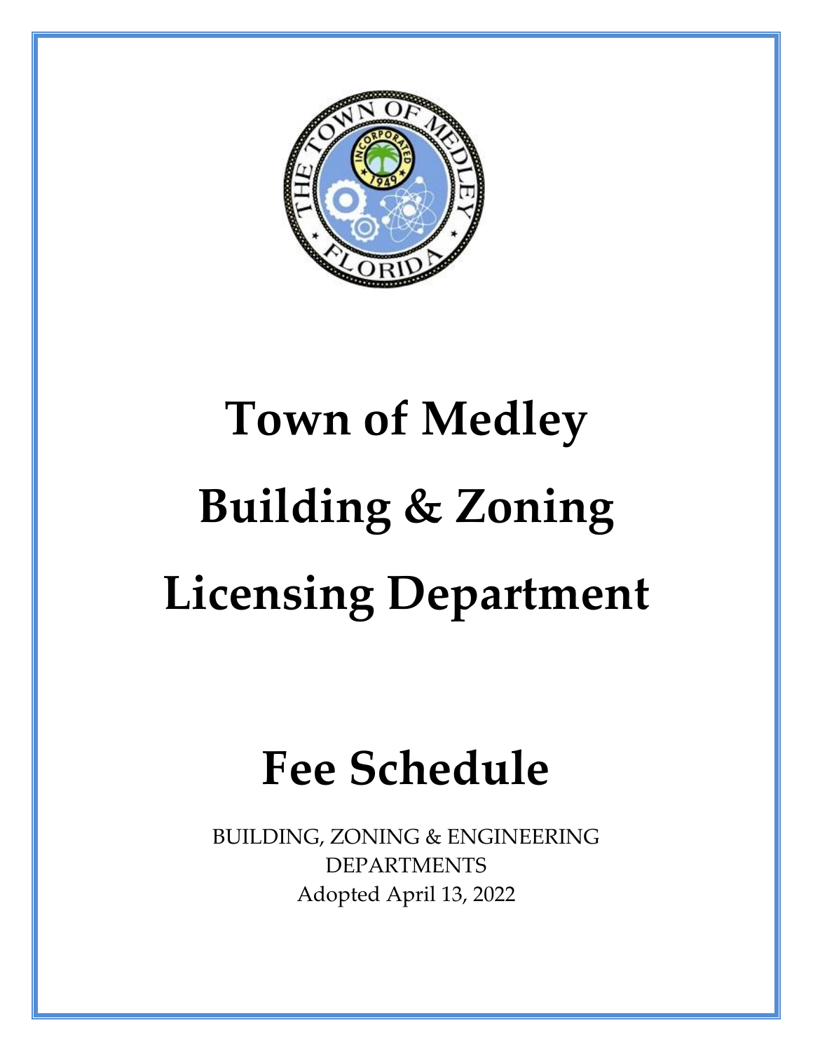# Town of Medley

# Building & Zoning

# Licensing Department

# Fee Schedule

BUILDING, ZONING & ENGINEERING DEPARTMENTS

Adopted April 13, 2022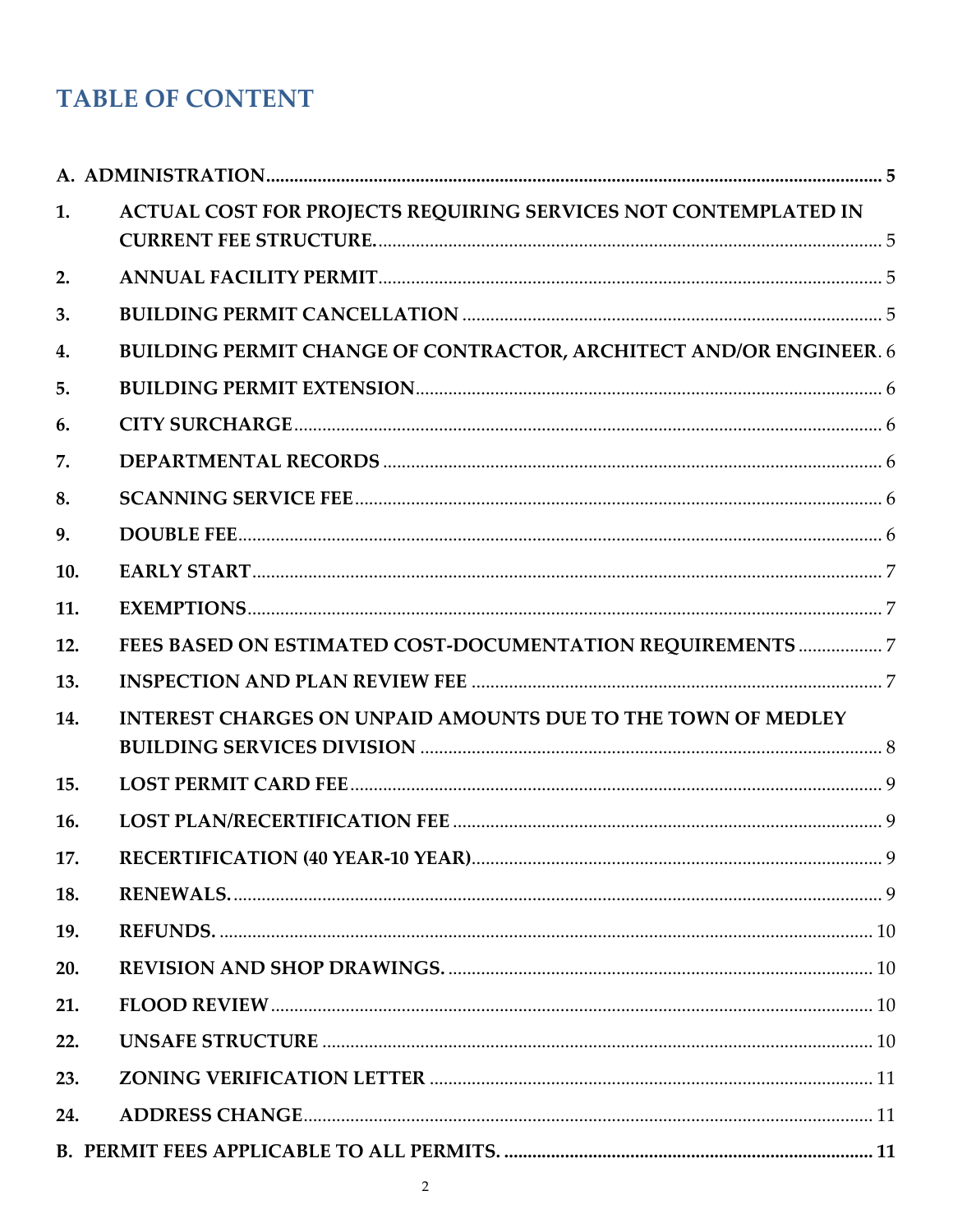# TABLE OF CONTENT

A. ADMINISTRATION .................................................................... 5

1. ACTUAL COST FOR PROJECTS REQUIRING SERVICES NOT CONTEMPLATED IN CURRENT FEE STRUCTURE. .................................................................... 5
2. ANNUAL FACILITY PERMIT .................................................................... 5
3. BUILDING PERMIT CANCELLATION .................................................................... 5
4. BUILDING PERMIT CHANGE OF CONTRACTOR, ARCHITECT AND/OR ENGINEER. 6
5. BUILDING PERMIT EXTENSION .................................................................... 6
6. CITY SURCHARGE .................................................................... 6
7. DEPARTMENTAL RECORDS .................................................................... 6
8. SCANNING SERVICE FEE .................................................................... 6
9. DOUBLE FEE .................................................................... 6
10. EARLY START .................................................................... 7
11. EXEMPTIONS .................................................................... 7
12. FEES BASED ON ESTIMATED COST-DOCUMENTATION REQUIREMENTS .................................................................... 7
13. INSPECTION AND PLAN REVIEW FEE .................................................................... 7
14. INTEREST CHARGES ON UNPAID AMOUNTS DUE TO THE TOWN OF MEDLEY BUILDING SERVICES DIVISION .................................................................... 8
15. LOST PERMIT CARD FEE .................................................................... 9
16. LOST PLAN/RECERTIFICATION FEE .................................................................... 9
17. RECERTIFICATION (40 YEAR-10 YEAR) .................................................................... 9
18. RENEWALS. .................................................................... 9
19. REFUNDS. .................................................................... 10
20. REVISION AND SHOP DRAWINGS. .................................................................... 10
21. FLOOD REVIEW .................................................................... 10
22. UNSAFE STRUCTURE .................................................................... 10
23. ZONING VERIFICATION LETTER .................................................................... 11
24. ADDRESS CHANGE .................................................................... 11

B. PERMIT FEES APPLICABLE TO ALL PERMITS. .................................................................... 11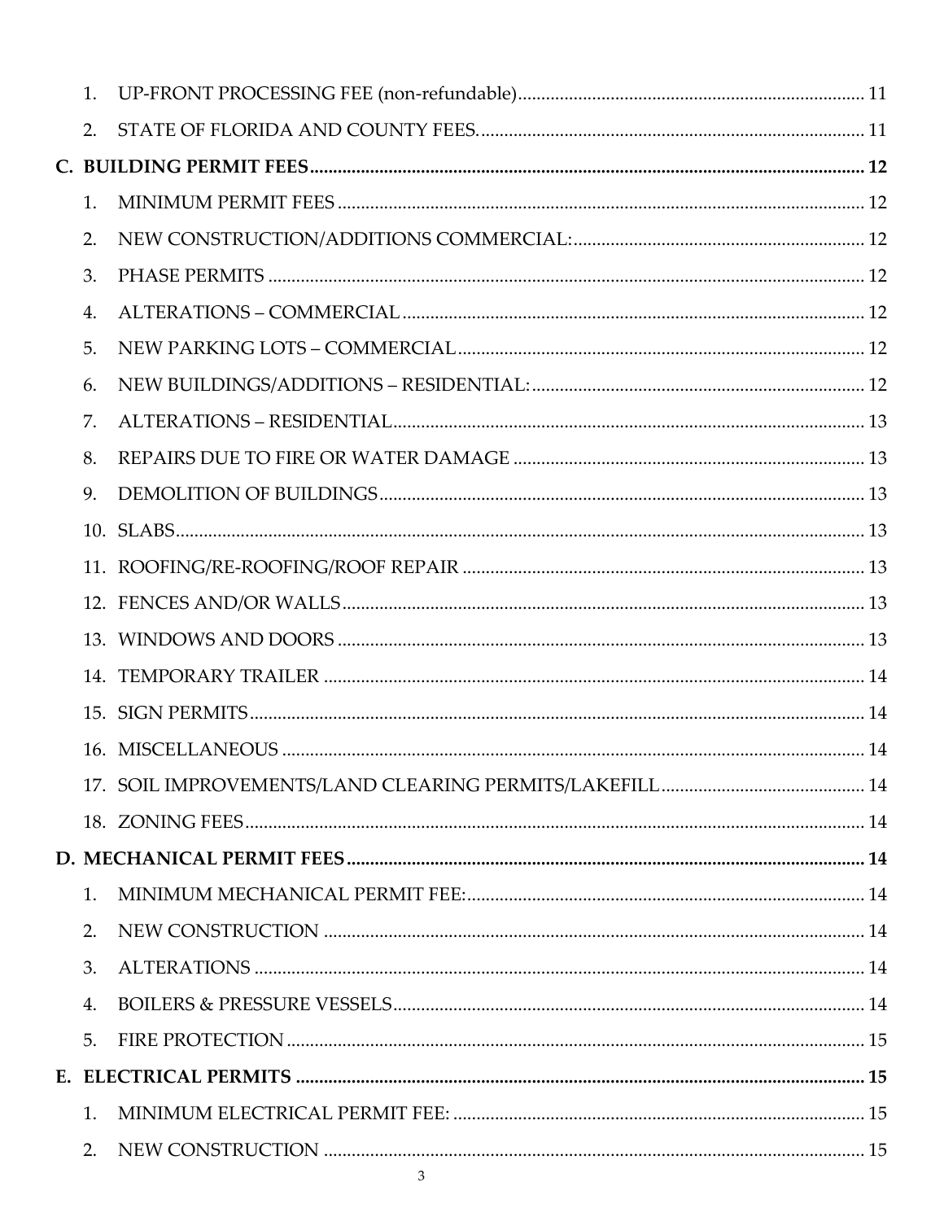1. UP-FRONT PROCESSING FEE (non-refundable) ........ 11
2. STATE OF FLORIDA AND COUNTY FEES. ........ 11

**C. BUILDING PERMIT FEES** ........ 12

1. MINIMUM PERMIT FEES ........ 12
2. NEW CONSTRUCTION/ADDITIONS COMMERCIAL: ........ 12
3. PHASE PERMITS ........ 12
4. ALTERATIONS – COMMERCIAL ........ 12
5. NEW PARKING LOTS – COMMERCIAL ........ 12
6. NEW BUILDINGS/ADDITIONS – RESIDENTIAL: ........ 12
7. ALTERATIONS – RESIDENTIAL ........ 13
8. REPAIRS DUE TO FIRE OR WATER DAMAGE ........ 13
9. DEMOLITION OF BUILDINGS ........ 13
10. SLABS ........ 13
11. ROOFING/RE-ROOFING/ROOF REPAIR ........ 13
12. FENCES AND/OR WALLS ........ 13
13. WINDOWS AND DOORS ........ 13
14. TEMPORARY TRAILER ........ 14
15. SIGN PERMITS ........ 14
16. MISCELLANEOUS ........ 14
17. SOIL IMPROVEMENTS/LAND CLEARING PERMITS/LAKEFILL ........ 14
18. ZONING FEES ........ 14

**D. MECHANICAL PERMIT FEES** ........ 14

1. MINIMUM MECHANICAL PERMIT FEE: ........ 14
2. NEW CONSTRUCTION ........ 14
3. ALTERATIONS ........ 14
4. BOILERS & PRESSURE VESSELS ........ 14
5. FIRE PROTECTION ........ 15

**E. ELECTRICAL PERMITS** ........ 15

1. MINIMUM ELECTRICAL PERMIT FEE: ........ 15
2. NEW CONSTRUCTION ........ 15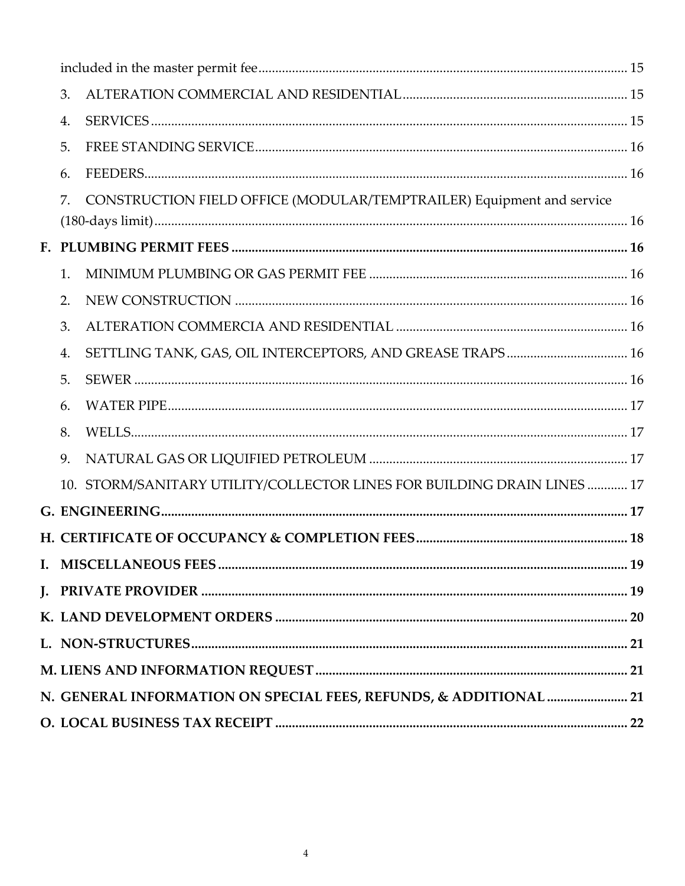included in the master permit fee ... 15

3. ALTERATION COMMERCIAL AND RESIDENTIAL ... 15
4. SERVICES ... 15
5. FREE STANDING SERVICE ... 16
6. FEEDERS ... 16
7. CONSTRUCTION FIELD OFFICE (MODULAR/TEMPTRAILER) Equipment and service (180-days limit) ... 16

**F. PLUMBING PERMIT FEES ... 16**

1. MINIMUM PLUMBING OR GAS PERMIT FEE ... 16
2. NEW CONSTRUCTION ... 16
3. ALTERATION COMMERCIA AND RESIDENTIAL ... 16
4. SETTLING TANK, GAS, OIL INTERCEPTORS, AND GREASE TRAPS ... 16
5. SEWER ... 16
6. WATER PIPE ... 17
8. WELLS ... 17
9. NATURAL GAS OR LIQUIFIED PETROLEUM ... 17
10. STORM/SANITARY UTILITY/COLLECTOR LINES FOR BUILDING DRAIN LINES ... 17

**G. ENGINEERING ... 17**

**H. CERTIFICATE OF OCCUPANCY & COMPLETION FEES ... 18**

**I. MISCELLANEOUS FEES ... 19**

**J. PRIVATE PROVIDER ... 19**

**K. LAND DEVELOPMENT ORDERS ... 20**

**L. NON-STRUCTURES ... 21**

**M. LIENS AND INFORMATION REQUEST ... 21**

**N. GENERAL INFORMATION ON SPECIAL FEES, REFUNDS, & ADDITIONAL ... 21**

**O. LOCAL BUSINESS TAX RECEIPT ... 22**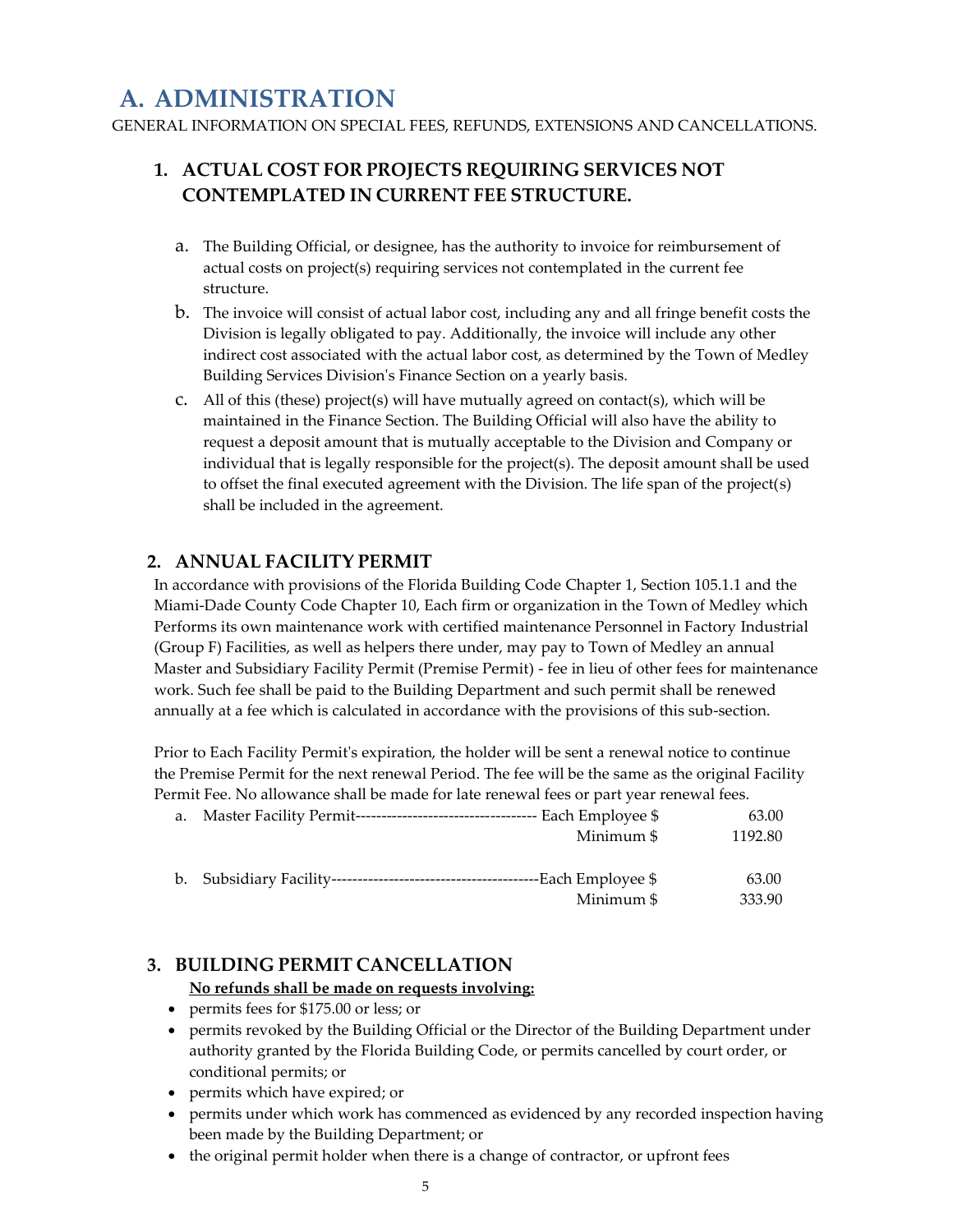# A. ADMINISTRATION

GENERAL INFORMATION ON SPECIAL FEES, REFUNDS, EXTENSIONS AND CANCELLATIONS.

## 1. ACTUAL COST FOR PROJECTS REQUIRING SERVICES NOT CONTEMPLATED IN CURRENT FEE STRUCTURE.

a. The Building Official, or designee, has the authority to invoice for reimbursement of actual costs on project(s) requiring services not contemplated in the current fee structure.

b. The invoice will consist of actual labor cost, including any and all fringe benefit costs the Division is legally obligated to pay. Additionally, the invoice will include any other indirect cost associated with the actual labor cost, as determined by the Town of Medley Building Services Division's Finance Section on a yearly basis.

c. All of this (these) project(s) will have mutually agreed on contact(s), which will be maintained in the Finance Section. The Building Official will also have the ability to request a deposit amount that is mutually acceptable to the Division and Company or individual that is legally responsible for the project(s). The deposit amount shall be used to offset the final executed agreement with the Division. The life span of the project(s) shall be included in the agreement.

## 2. ANNUAL FACILITY PERMIT

In accordance with provisions of the Florida Building Code Chapter 1, Section 105.1.1 and the Miami-Dade County Code Chapter 10, Each firm or organization in the Town of Medley which Performs its own maintenance work with certified maintenance Personnel in Factory Industrial (Group F) Facilities, as well as helpers there under, may pay to Town of Medley an annual Master and Subsidiary Facility Permit (Premise Permit) - fee in lieu of other fees for maintenance work. Such fee shall be paid to the Building Department and such permit shall be renewed annually at a fee which is calculated in accordance with the provisions of this sub-section.

Prior to Each Facility Permit's expiration, the holder will be sent a renewal notice to continue the Premise Permit for the next renewal Period. The fee will be the same as the original Facility Permit Fee. No allowance shall be made for late renewal fees or part year renewal fees.

| | | |
|---|---|---|
| a. Master Facility Permit----------------------------------- | Each Employee $ | 63.00 |
| | Minimum $ | 1192.80 |
| b. Subsidiary Facility---------------------------------------- | Each Employee $ | 63.00 |
| | Minimum $ | 333.90 |

## 3. BUILDING PERMIT CANCELLATION

**No refunds shall be made on requests involving:**

- permits fees for $175.00 or less; or
- permits revoked by the Building Official or the Director of the Building Department under authority granted by the Florida Building Code, or permits cancelled by court order, or conditional permits; or
- permits which have expired; or
- permits under which work has commenced as evidenced by any recorded inspection having been made by the Building Department; or
- the original permit holder when there is a change of contractor, or upfront fees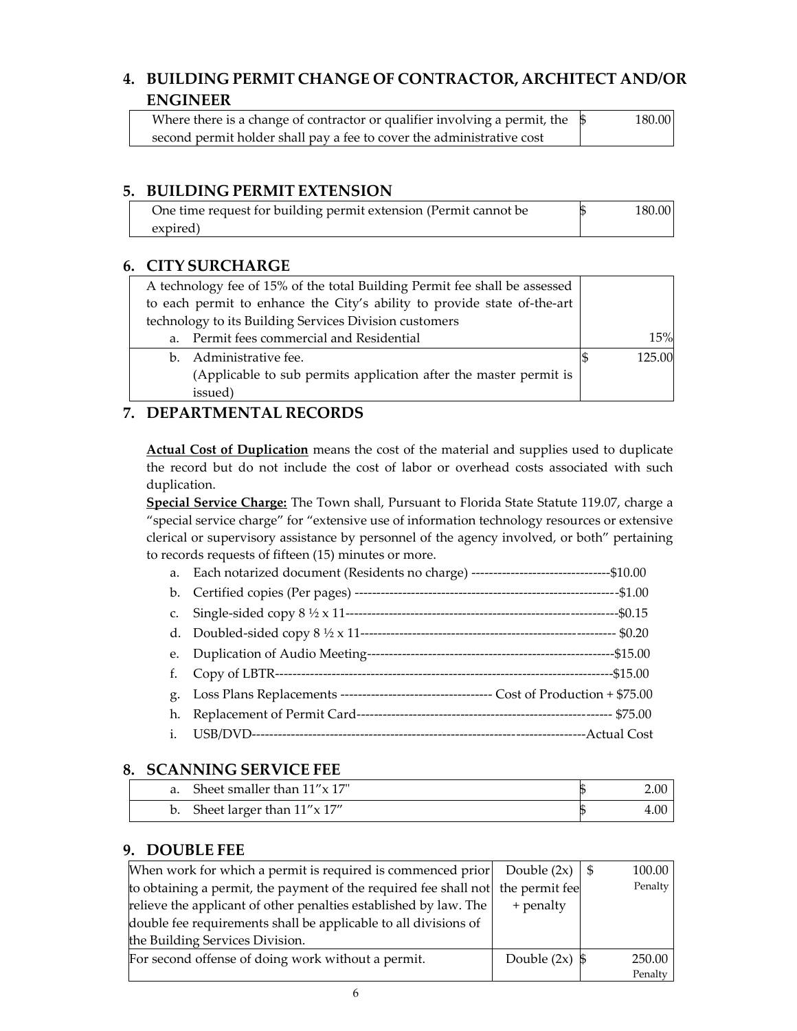## 4. BUILDING PERMIT CHANGE OF CONTRACTOR, ARCHITECT AND/OR ENGINEER

| | |
|---|---|
| Where there is a change of contractor or qualifier involving a permit, the second permit holder shall pay a fee to cover the administrative cost | $ 180.00 |

## 5. BUILDING PERMIT EXTENSION

| | |
|---|---|
| One time request for building permit extension (Permit cannot be expired) | $ 180.00 |

## 6. CITY SURCHARGE

| | |
|---|---|
| A technology fee of 15% of the total Building Permit fee shall be assessed to each permit to enhance the City's ability to provide state of-the-art technology to its Building Services Division customers<br>a. Permit fees commercial and Residential | 15% |
| b. Administrative fee.<br>(Applicable to sub permits application after the master permit is issued) | $ 125.00 |

## 7. DEPARTMENTAL RECORDS

**Actual Cost of Duplication** means the cost of the material and supplies used to duplicate the record but do not include the cost of labor or overhead costs associated with such duplication.

**Special Service Charge:** The Town shall, Pursuant to Florida State Statute 119.07, charge a "special service charge" for "extensive use of information technology resources or extensive clerical or supervisory assistance by personnel of the agency involved, or both" pertaining to records requests of fifteen (15) minutes or more.

a. Each notarized document (Residents no charge) --------------------------------$10.00
b. Certified copies (Per pages) ------------------------------------------------------------$1.00
c. Single-sided copy 8 ½ x 11---------------------------------------------------------------$0.15
d. Doubled-sided copy 8 ½ x 11----------------------------------------------------------- $0.20
e. Duplication of Audio Meeting---------------------------------------------------------$15.00
f. Copy of LBTR------------------------------------------------------------------------------$15.00
g. Loss Plans Replacements ----------------------------------- Cost of Production + $75.00
h. Replacement of Permit Card----------------------------------------------------------- $75.00
i. USB/DVD----------------------------------------------------------------------------Actual Cost

## 8. SCANNING SERVICE FEE

| | |
|---|---|
| a. Sheet smaller than 11"x 17" | $ 2.00 |
| b. Sheet larger than 11"x 17" | $ 4.00 |

## 9. DOUBLE FEE

| | | |
|---|---|---|
| When work for which a permit is required is commenced prior to obtaining a permit, the payment of the required fee shall not relieve the applicant of other penalties established by law. The double fee requirements shall be applicable to all divisions of the Building Services Division. | Double (2x) the permit fee + penalty | $ 100.00 Penalty |
| For second offense of doing work without a permit. | Double (2x) | $ 250.00 Penalty |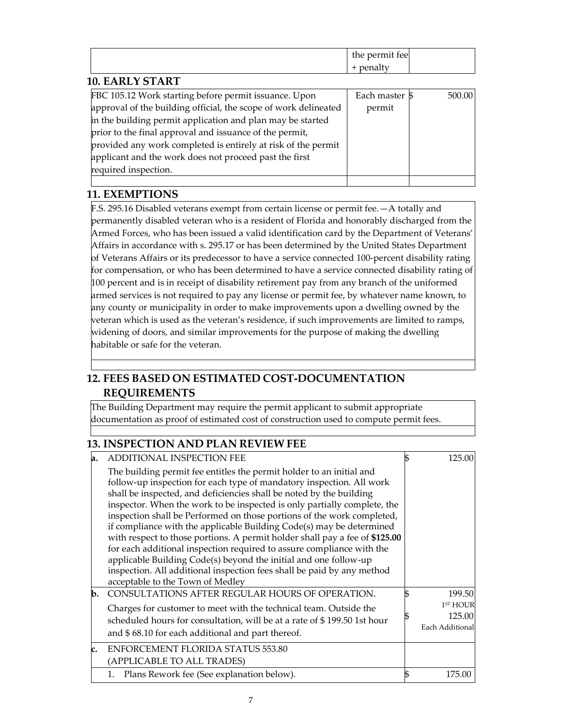| | | |
|---|---|---|
| | the permit fee + penalty | |

## 10. EARLY START

| | | |
|---|---|---|
| FBC 105.12 Work starting before permit issuance. Upon approval of the building official, the scope of work delineated in the building permit application and plan may be started prior to the final approval and issuance of the permit, provided any work completed is entirely at risk of the permit applicant and the work does not proceed past the first required inspection. | Each master permit | $ 500.00 |
| | | |

## 11. EXEMPTIONS

F.S. 295.16 Disabled veterans exempt from certain license or permit fee.—A totally and permanently disabled veteran who is a resident of Florida and honorably discharged from the Armed Forces, who has been issued a valid identification card by the Department of Veterans' Affairs in accordance with s. 295.17 or has been determined by the United States Department of Veterans Affairs or its predecessor to have a service connected 100-percent disability rating for compensation, or who has been determined to have a service connected disability rating of 100 percent and is in receipt of disability retirement pay from any branch of the uniformed armed services is not required to pay any license or permit fee, by whatever name known, to any county or municipality in order to make improvements upon a dwelling owned by the veteran which is used as the veteran's residence, if such improvements are limited to ramps, widening of doors, and similar improvements for the purpose of making the dwelling habitable or safe for the veteran.

## 12. FEES BASED ON ESTIMATED COST-DOCUMENTATION REQUIREMENTS

The Building Department may require the permit applicant to submit appropriate documentation as proof of estimated cost of construction used to compute permit fees.

## 13. INSPECTION AND PLAN REVIEW FEE

| | | |
|---|---|---|
| **a.** | ADDITIONAL INSPECTION FEE<br><br>The building permit fee entitles the permit holder to an initial and follow-up inspection for each type of mandatory inspection. All work shall be inspected, and deficiencies shall be noted by the building inspector. When the work to be inspected is only partially complete, the inspection shall be Performed on those portions of the work completed, if compliance with the applicable Building Code(s) may be determined with respect to those portions. A permit holder shall pay a fee of **$125.00** for each additional inspection required to assure compliance with the applicable Building Code(s) beyond the initial and one follow-up inspection. All additional inspection fees shall be paid by any method acceptable to the Town of Medley | $ 125.00 |
| **b.** | CONSULTATIONS AFTER REGULAR HOURS OF OPERATION.<br><br>Charges for customer to meet with the technical team. Outside the scheduled hours for consultation, will be at a rate of $ 199.50 1st hour and $ 68.10 for each additional and part thereof. | $ 199.50 1ST HOUR<br>$ 125.00 Each Additional |
| **c.** | ENFORCEMENT FLORIDA STATUS 553.80<br>(APPLICABLE TO ALL TRADES) | |
| | 1. Plans Rework fee (See explanation below). | $ 175.00 |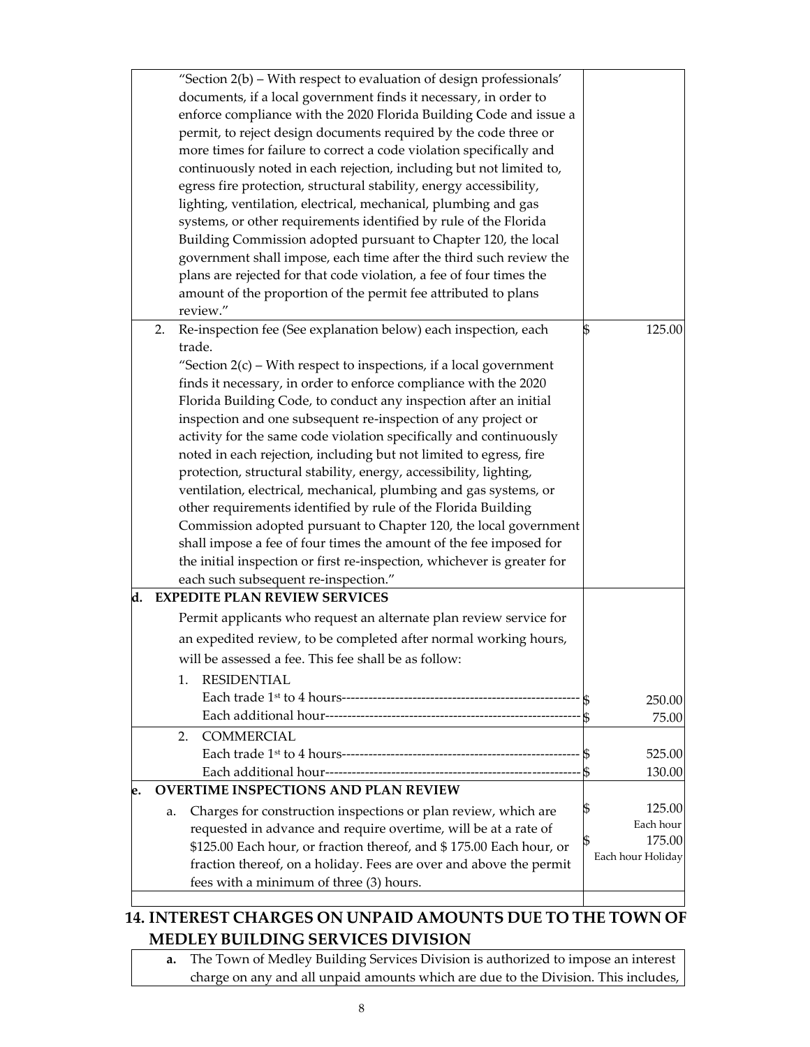| | |
|---|---|
| "Section 2(b) – With respect to evaluation of design professionals' documents, if a local government finds it necessary, in order to enforce compliance with the 2020 Florida Building Code and issue a permit, to reject design documents required by the code three or more times for failure to correct a code violation specifically and continuously noted in each rejection, including but not limited to, egress fire protection, structural stability, energy accessibility, lighting, ventilation, electrical, mechanical, plumbing and gas systems, or other requirements identified by rule of the Florida Building Commission adopted pursuant to Chapter 120, the local government shall impose, each time after the third such review the plans are rejected for that code violation, a fee of four times the amount of the proportion of the permit fee attributed to plans review." | |
| 2. Re-inspection fee (See explanation below) each inspection, each trade. "Section 2(c) – With respect to inspections, if a local government finds it necessary, in order to enforce compliance with the 2020 Florida Building Code, to conduct any inspection after an initial inspection and one subsequent re-inspection of any project or activity for the same code violation specifically and continuously noted in each rejection, including but not limited to, egress, fire protection, structural stability, energy, accessibility, lighting, ventilation, electrical, mechanical, plumbing and gas systems, or other requirements identified by rule of the Florida Building Commission adopted pursuant to Chapter 120, the local government shall impose a fee of four times the amount of the fee imposed for the initial inspection or first re-inspection, whichever is greater for each such subsequent re-inspection." | $ 125.00 |
| **d. EXPEDITE PLAN REVIEW SERVICES** | |
| Permit applicants who request an alternate plan review service for an expedited review, to be completed after normal working hours, will be assessed a fee. This fee shall be as follow: | |
| 1. RESIDENTIAL | |
| Each trade 1st to 4 hours | $ 250.00 |
| Each additional hour | $ 75.00 |
| 2. COMMERCIAL | |
| Each trade 1st to 4 hours | $ 525.00 |
| Each additional hour | $ 130.00 |
| **e. OVERTIME INSPECTIONS AND PLAN REVIEW** | |
| a. Charges for construction inspections or plan review, which are requested in advance and require overtime, will be at a rate of $125.00 Each hour, or fraction thereof, and $ 175.00 Each hour, or fraction thereof, on a holiday. Fees are over and above the permit fees with a minimum of three (3) hours. | $ 125.00 Each hour<br>$ 175.00 Each hour Holiday |

## 14. INTEREST CHARGES ON UNPAID AMOUNTS DUE TO THE TOWN OF MEDLEY BUILDING SERVICES DIVISION

**a.** The Town of Medley Building Services Division is authorized to impose an interest charge on any and all unpaid amounts which are due to the Division. This includes,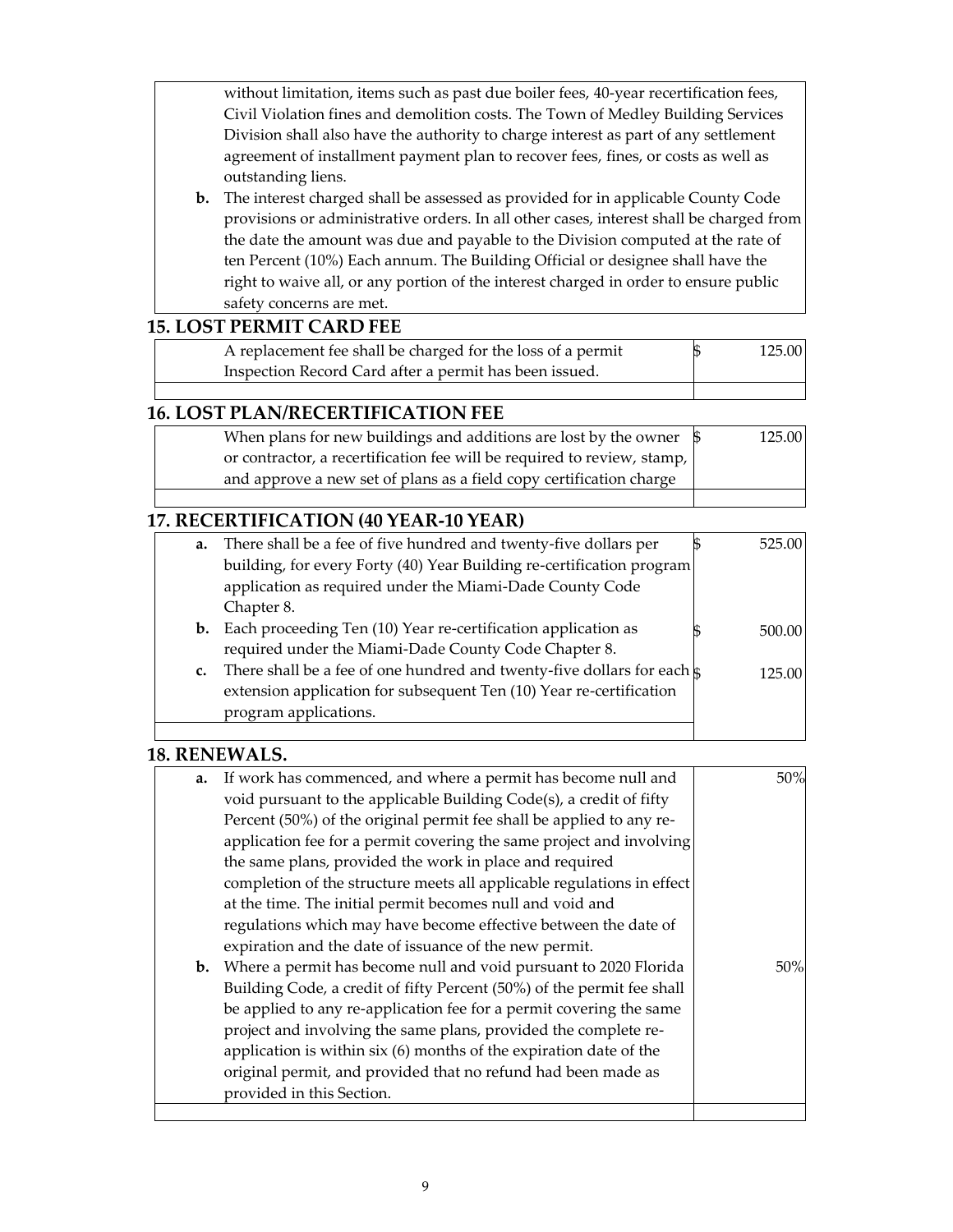| | | |
|---|---|---|
| | without limitation, items such as past due boiler fees, 40-year recertification fees, Civil Violation fines and demolition costs. The Town of Medley Building Services Division shall also have the authority to charge interest as part of any settlement agreement of installment payment plan to recover fees, fines, or costs as well as outstanding liens. | |
| **b.** | The interest charged shall be assessed as provided for in applicable County Code provisions or administrative orders. In all other cases, interest shall be charged from the date the amount was due and payable to the Division computed at the rate of ten Percent (10%) Each annum. The Building Official or designee shall have the right to waive all, or any portion of the interest charged in order to ensure public safety concerns are met. | |

## 15. LOST PERMIT CARD FEE

| | | |
|---|---|---|
| | A replacement fee shall be charged for the loss of a permit Inspection Record Card after a permit has been issued. | $ 125.00 |

## 16. LOST PLAN/RECERTIFICATION FEE

| | | |
|---|---|---|
| | When plans for new buildings and additions are lost by the owner or contractor, a recertification fee will be required to review, stamp, and approve a new set of plans as a field copy certification charge | $ 125.00 |

## 17. RECERTIFICATION (40 YEAR-10 YEAR)

| | | |
|---|---|---|
| **a.** | There shall be a fee of five hundred and twenty-five dollars per building, for every Forty (40) Year Building re-certification program application as required under the Miami-Dade County Code Chapter 8. | $ 525.00 |
| **b.** | Each proceeding Ten (10) Year re-certification application as required under the Miami-Dade County Code Chapter 8. | $ 500.00 |
| **c.** | There shall be a fee of one hundred and twenty-five dollars for each extension application for subsequent Ten (10) Year re-certification program applications. | $ 125.00 |

## 18. RENEWALS.

| | | |
|---|---|---|
| **a.** | If work has commenced, and where a permit has become null and void pursuant to the applicable Building Code(s), a credit of fifty Percent (50%) of the original permit fee shall be applied to any re-application fee for a permit covering the same project and involving the same plans, provided the work in place and required completion of the structure meets all applicable regulations in effect at the time. The initial permit becomes null and void and regulations which may have become effective between the date of expiration and the date of issuance of the new permit. | 50% |
| **b.** | Where a permit has become null and void pursuant to 2020 Florida Building Code, a credit of fifty Percent (50%) of the permit fee shall be applied to any re-application fee for a permit covering the same project and involving the same plans, provided the complete re-application is within six (6) months of the expiration date of the original permit, and provided that no refund had been made as provided in this Section. | 50% |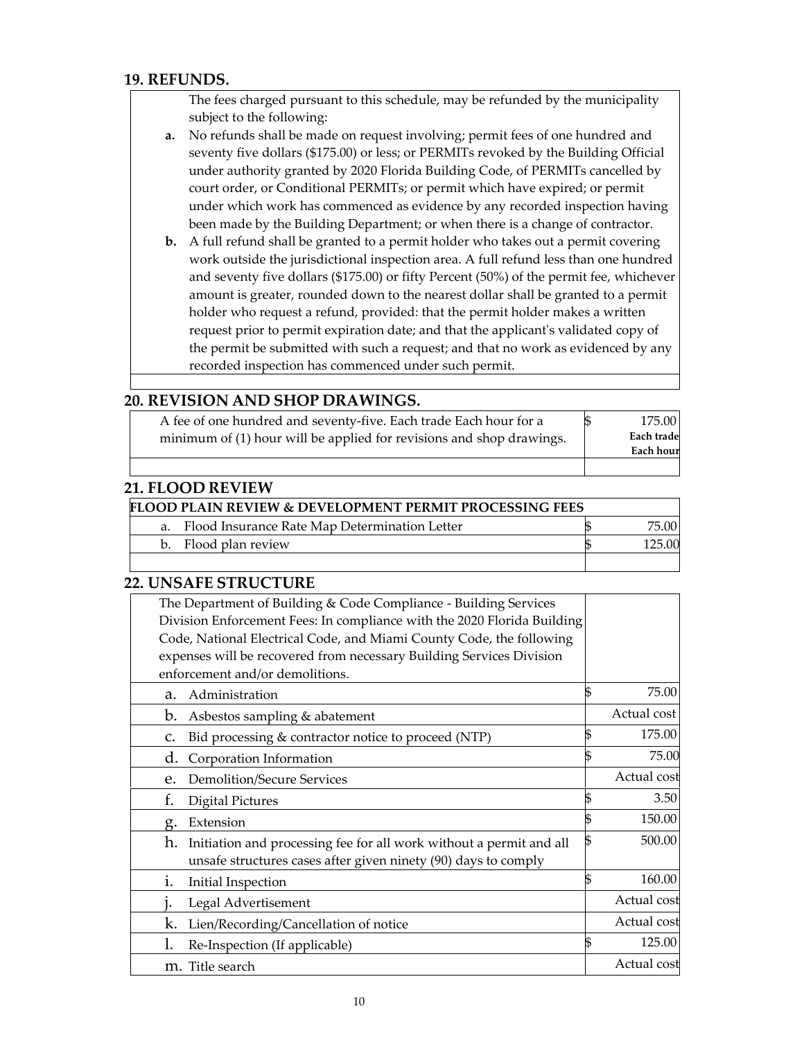## 19. REFUNDS.

The fees charged pursuant to this schedule, may be refunded by the municipality subject to the following:

**a.** No refunds shall be made on request involving; permit fees of one hundred and seventy five dollars ($175.00) or less; or PERMITs revoked by the Building Official under authority granted by 2020 Florida Building Code, of PERMITs cancelled by court order, or Conditional PERMITs; or permit which have expired; or permit under which work has commenced as evidence by any recorded inspection having been made by the Building Department; or when there is a change of contractor.

**b.** A full refund shall be granted to a permit holder who takes out a permit covering work outside the jurisdictional inspection area. A full refund less than one hundred and seventy five dollars ($175.00) or fifty Percent (50%) of the permit fee, whichever amount is greater, rounded down to the nearest dollar shall be granted to a permit holder who request a refund, provided: that the permit holder makes a written request prior to permit expiration date; and that the applicant's validated copy of the permit be submitted with such a request; and that no work as evidenced by any recorded inspection has commenced under such permit.

## 20. REVISION AND SHOP DRAWINGS.

| | |
|---|---|
| A fee of one hundred and seventy-five. Each trade Each hour for a minimum of (1) hour will be applied for revisions and shop drawings. | $ 175.00 **Each trade Each hour** |

## 21. FLOOD REVIEW

| **FLOOD PLAIN REVIEW & DEVELOPMENT PERMIT PROCESSING FEES** | |
|---|---|
| a. Flood Insurance Rate Map Determination Letter | $ 75.00 |
| b. Flood plan review | $ 125.00 |

## 22. UNSAFE STRUCTURE

| The Department of Building & Code Compliance - Building Services Division Enforcement Fees: In compliance with the 2020 Florida Building Code, National Electrical Code, and Miami County Code, the following expenses will be recovered from necessary Building Services Division enforcement and/or demolitions. | |
|---|---|
| a. Administration | $ 75.00 |
| b. Asbestos sampling & abatement | Actual cost |
| c. Bid processing & contractor notice to proceed (NTP) | $ 175.00 |
| d. Corporation Information | $ 75.00 |
| e. Demolition/Secure Services | Actual cost |
| f. Digital Pictures | $ 3.50 |
| g. Extension | $ 150.00 |
| h. Initiation and processing fee for all work without a permit and all unsafe structures cases after given ninety (90) days to comply | $ 500.00 |
| i. Initial Inspection | $ 160.00 |
| j. Legal Advertisement | Actual cost |
| k. Lien/Recording/Cancellation of notice | Actual cost |
| l. Re-Inspection (If applicable) | $ 125.00 |
| m. Title search | Actual cost |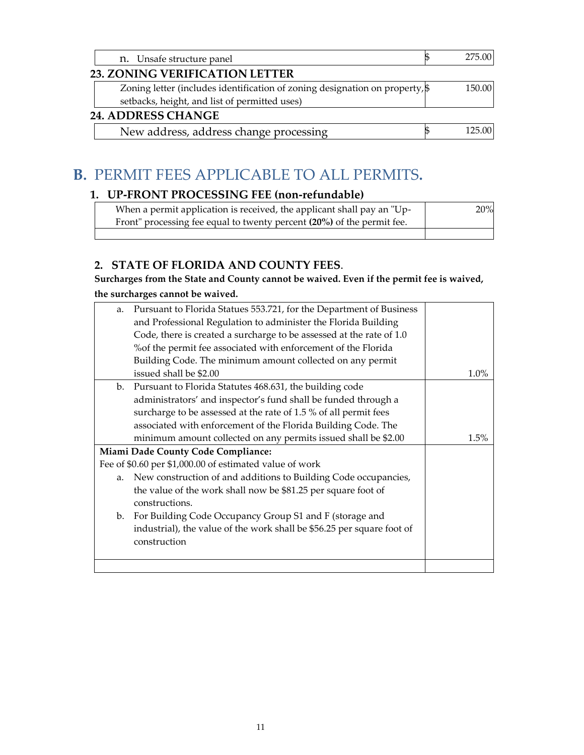| | |
|---|---|
| n. Unsafe structure panel | $ 275.00 |

**23. ZONING VERIFICATION LETTER**

| | |
|---|---|
| Zoning letter (includes identification of zoning designation on property, setbacks, height, and list of permitted uses) | $ 150.00 |

**24. ADDRESS CHANGE**

| | |
|---|---|
| New address, address change processing | $ 125.00 |

## B. PERMIT FEES APPLICABLE TO ALL PERMITS.

### 1. UP-FRONT PROCESSING FEE (non-refundable)

| | |
|---|---|
| When a permit application is received, the applicant shall pay an "Up-Front" processing fee equal to twenty percent **(20%)** of the permit fee. | 20% |
| | |

### 2. STATE OF FLORIDA AND COUNTY FEES.

**Surcharges from the State and County cannot be waived. Even if the permit fee is waived, the surcharges cannot be waived.**

| | |
|---|---|
| a. Pursuant to Florida Statues 553.721, for the Department of Business and Professional Regulation to administer the Florida Building Code, there is created a surcharge to be assessed at the rate of 1.0 %of the permit fee associated with enforcement of the Florida Building Code. The minimum amount collected on any permit issued shall be $2.00 | 1.0% |
| b. Pursuant to Florida Statutes 468.631, the building code administrators' and inspector's fund shall be funded through a surcharge to be assessed at the rate of 1.5 % of all permit fees associated with enforcement of the Florida Building Code. The minimum amount collected on any permits issued shall be $2.00 | 1.5% |
| **Miami Dade County Code Compliance:** Fee of $0.60 per $1,000.00 of estimated value of work<br>a. New construction of and additions to Building Code occupancies, the value of the work shall now be $81.25 per square foot of constructions.<br>b. For Building Code Occupancy Group S1 and F (storage and industrial), the value of the work shall be $56.25 per square foot of construction | |
| | |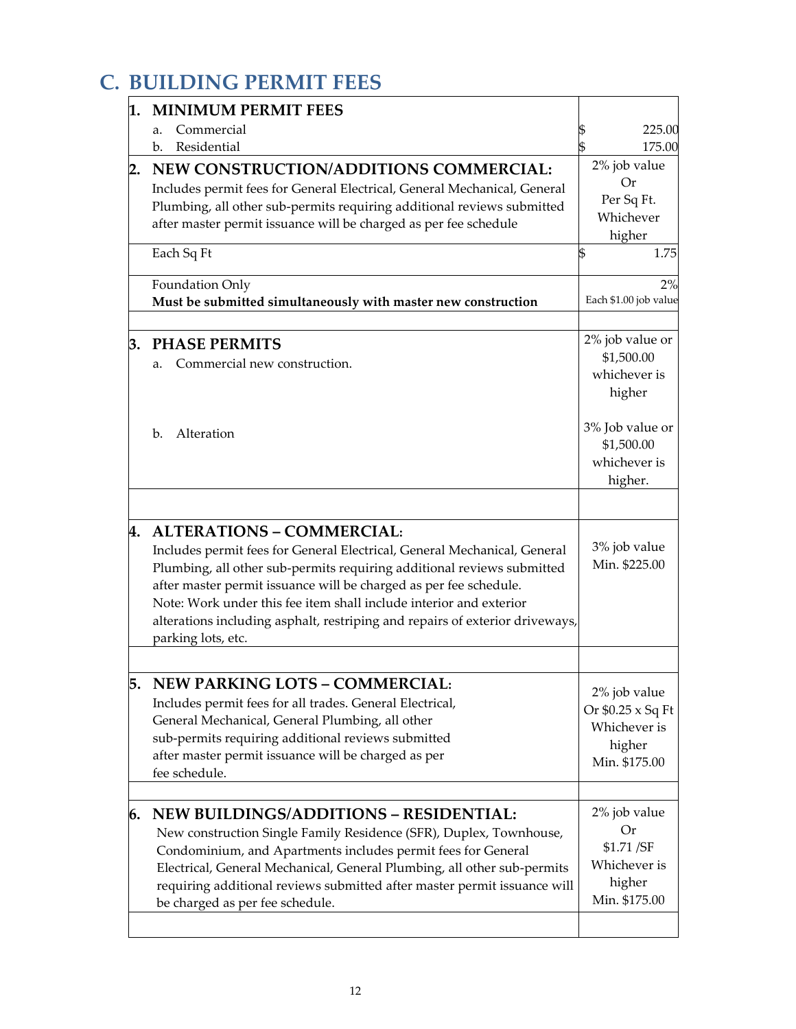## C. BUILDING PERMIT FEES

| | |
|---|---|
| **1. MINIMUM PERMIT FEES** | |
| a. Commercial | $ 225.00 |
| b. Residential | $ 175.00 |
| **2. NEW CONSTRUCTION/ADDITIONS COMMERCIAL:** Includes permit fees for General Electrical, General Mechanical, General Plumbing, all other sub-permits requiring additional reviews submitted after master permit issuance will be charged as per fee schedule | 2% job value Or Per Sq Ft. Whichever higher |
| Each Sq Ft | $ 1.75 |
| Foundation Only **Must be submitted simultaneously with master new construction** | 2% Each $1.00 job value |
| | |
| **3. PHASE PERMITS** | |
| a. Commercial new construction. | 2% job value or $1,500.00 whichever is higher |
| b. Alteration | 3% Job value or $1,500.00 whichever is higher. |
| | |
| **4. ALTERATIONS – COMMERCIAL:** Includes permit fees for General Electrical, General Mechanical, General Plumbing, all other sub-permits requiring additional reviews submitted after master permit issuance will be charged as per fee schedule. Note: Work under this fee item shall include interior and exterior alterations including asphalt, restriping and repairs of exterior driveways, parking lots, etc. | 3% job value Min. $225.00 |
| | |
| **5. NEW PARKING LOTS – COMMERCIAL:** Includes permit fees for all trades. General Electrical, General Mechanical, General Plumbing, all other sub-permits requiring additional reviews submitted after master permit issuance will be charged as per fee schedule. | 2% job value Or $0.25 x Sq Ft Whichever is higher Min. $175.00 |
| | |
| **6. NEW BUILDINGS/ADDITIONS – RESIDENTIAL:** New construction Single Family Residence (SFR), Duplex, Townhouse, Condominium, and Apartments includes permit fees for General Electrical, General Mechanical, General Plumbing, all other sub-permits requiring additional reviews submitted after master permit issuance will be charged as per fee schedule. | 2% job value Or $1.71 /SF Whichever is higher Min. $175.00 |
| | |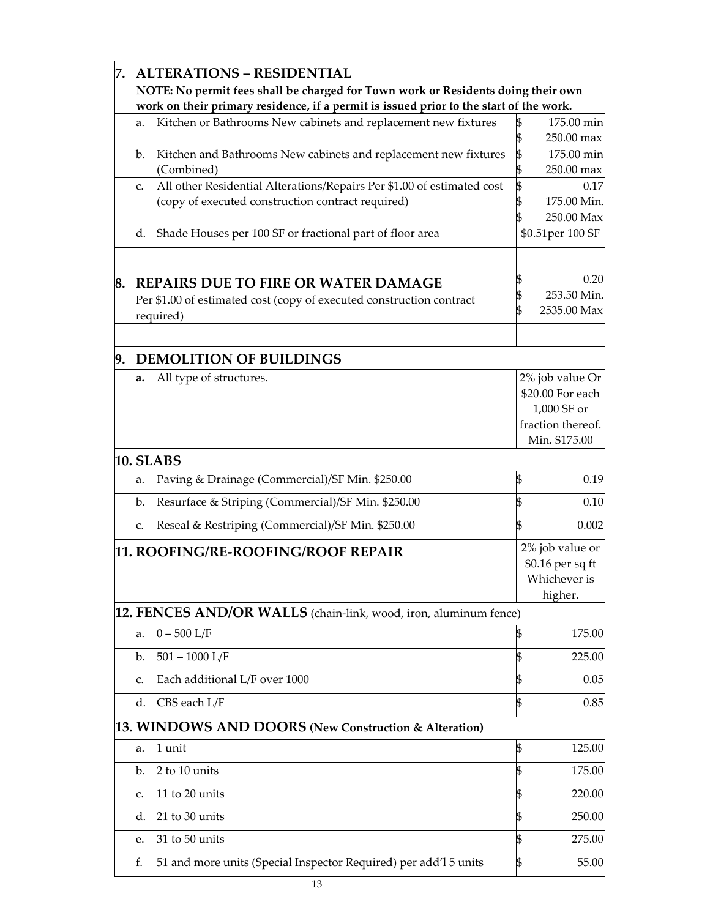| | |
|---|---|
| **7. ALTERATIONS – RESIDENTIAL**<br>**NOTE: No permit fees shall be charged for Town work or Residents doing their own work on their primary residence, if a permit is issued prior to the start of the work.** | |
| a. Kitchen or Bathrooms New cabinets and replacement new fixtures | $ 175.00 min<br>$ 250.00 max |
| b. Kitchen and Bathrooms New cabinets and replacement new fixtures (Combined) | $ 175.00 min<br>$ 250.00 max |
| c. All other Residential Alterations/Repairs Per $1.00 of estimated cost (copy of executed construction contract required) | $ 0.17<br>$ 175.00 Min.<br>$ 250.00 Max |
| d. Shade Houses per 100 SF or fractional part of floor area | $0.51per 100 SF |
| | |
| **8. REPAIRS DUE TO FIRE OR WATER DAMAGE**<br>Per $1.00 of estimated cost (copy of executed construction contract required) | $ 0.20<br>$ 253.50 Min.<br>$ 2535.00 Max |
| | |
| **9. DEMOLITION OF BUILDINGS** | |
| **a.** All type of structures. | 2% job value Or $20.00 For each 1,000 SF or fraction thereof. Min. $175.00 |
| **10. SLABS** | |
| a. Paving & Drainage (Commercial)/SF Min. $250.00 | $ 0.19 |
| b. Resurface & Striping (Commercial)/SF Min. $250.00 | $ 0.10 |
| c. Reseal & Restriping (Commercial)/SF Min. $250.00 | $ 0.002 |
| **11. ROOFING/RE-ROOFING/ROOF REPAIR** | 2% job value or $0.16 per sq ft Whichever is higher. |
| **12. FENCES AND/OR WALLS** (chain-link, wood, iron, aluminum fence) | |
| a. 0 – 500 L/F | $ 175.00 |
| b. 501 – 1000 L/F | $ 225.00 |
| c. Each additional L/F over 1000 | $ 0.05 |
| d. CBS each L/F | $ 0.85 |
| **13. WINDOWS AND DOORS (New Construction & Alteration)** | |
| a. 1 unit | $ 125.00 |
| b. 2 to 10 units | $ 175.00 |
| c. 11 to 20 units | $ 220.00 |
| d. 21 to 30 units | $ 250.00 |
| e. 31 to 50 units | $ 275.00 |
| f. 51 and more units (Special Inspector Required) per add'l 5 units | $ 55.00 |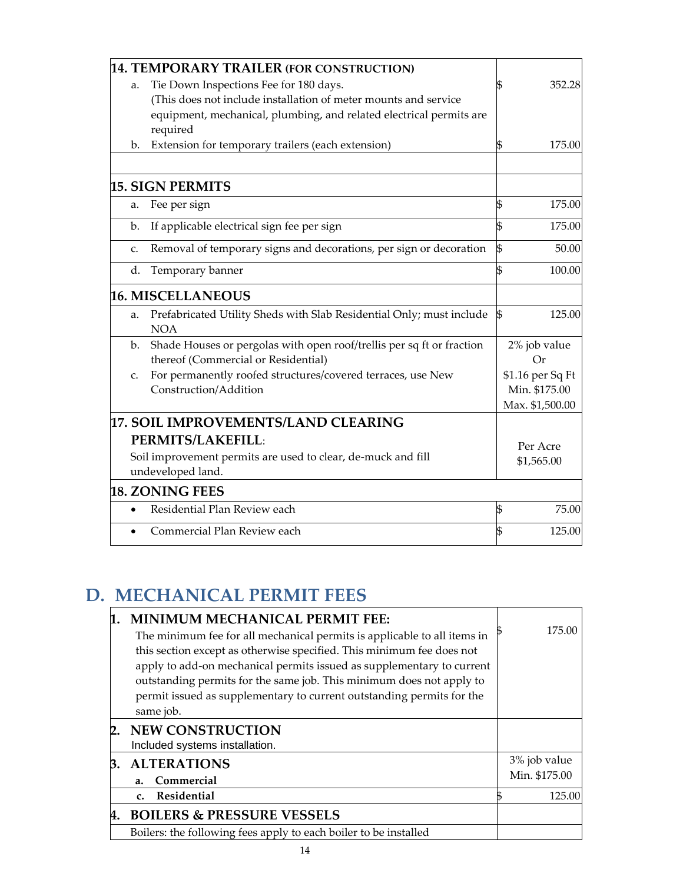| | |
|---|---|
| **14. TEMPORARY TRAILER (FOR CONSTRUCTION)** | |
| a. Tie Down Inspections Fee for 180 days. (This does not include installation of meter mounts and service equipment, mechanical, plumbing, and related electrical permits are required | $ 352.28 |
| b. Extension for temporary trailers (each extension) | $ 175.00 |
| | |
| **15. SIGN PERMITS** | |
| a. Fee per sign | $ 175.00 |
| b. If applicable electrical sign fee per sign | $ 175.00 |
| c. Removal of temporary signs and decorations, per sign or decoration | $ 50.00 |
| d. Temporary banner | $ 100.00 |
| **16. MISCELLANEOUS** | |
| a. Prefabricated Utility Sheds with Slab Residential Only; must include NOA | $ 125.00 |
| b. Shade Houses or pergolas with open roof/trellis per sq ft or fraction thereof (Commercial or Residential)<br>c. For permanently roofed structures/covered terraces, use New Construction/Addition | 2% job value Or $1.16 per Sq Ft Min. $175.00 Max. $1,500.00 |
| **17. SOIL IMPROVEMENTS/LAND CLEARING PERMITS/LAKEFILL**: Soil improvement permits are used to clear, de-muck and fill undeveloped land. | Per Acre $1,565.00 |
| **18. ZONING FEES** | |
| • Residential Plan Review each | $ 75.00 |
| • Commercial Plan Review each | $ 125.00 |

## D. MECHANICAL PERMIT FEES

| | |
|---|---|
| **1. MINIMUM MECHANICAL PERMIT FEE:** The minimum fee for all mechanical permits is applicable to all items in this section except as otherwise specified. This minimum fee does not apply to add-on mechanical permits issued as supplementary to current outstanding permits for the same job. This minimum does not apply to permit issued as supplementary to current outstanding permits for the same job. | $ 175.00 |
| **2. NEW CONSTRUCTION** Included systems installation. | |
| **3. ALTERATIONS**<br>a. **Commercial** | 3% job value Min. $175.00 |
| c. **Residential** | $ 125.00 |
| **4. BOILERS & PRESSURE VESSELS** | |
| Boilers: the following fees apply to each boiler to be installed | |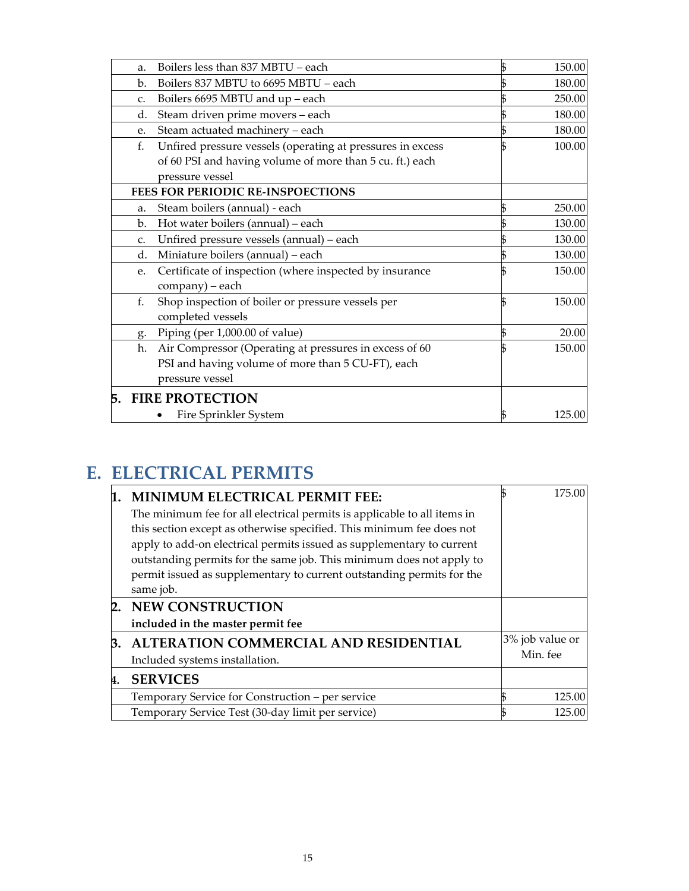| | | |
|---|---|---|
| a. | Boilers less than 837 MBTU – each | $ 150.00 |
| b. | Boilers 837 MBTU to 6695 MBTU – each | $ 180.00 |
| c. | Boilers 6695 MBTU and up – each | $ 250.00 |
| d. | Steam driven prime movers – each | $ 180.00 |
| e. | Steam actuated machinery – each | $ 180.00 |
| f. | Unfired pressure vessels (operating at pressures in excess of 60 PSI and having volume of more than 5 cu. ft.) each pressure vessel | $ 100.00 |
| **FEES FOR PERIODIC RE-INSPOECTIONS** | | |
| a. | Steam boilers (annual) - each | $ 250.00 |
| b. | Hot water boilers (annual) – each | $ 130.00 |
| c. | Unfired pressure vessels (annual) – each | $ 130.00 |
| d. | Miniature boilers (annual) – each | $ 130.00 |
| e. | Certificate of inspection (where inspected by insurance company) – each | $ 150.00 |
| f. | Shop inspection of boiler or pressure vessels per completed vessels | $ 150.00 |
| g. | Piping (per 1,000.00 of value) | $ 20.00 |
| h. | Air Compressor (Operating at pressures in excess of 60 PSI and having volume of more than 5 CU-FT), each pressure vessel | $ 150.00 |
| **5. FIRE PROTECTION** | | |
| | • Fire Sprinkler System | $ 125.00 |

# E. ELECTRICAL PERMITS

| | |
|---|---|
| **1. MINIMUM ELECTRICAL PERMIT FEE:** The minimum fee for all electrical permits is applicable to all items in this section except as otherwise specified. This minimum fee does not apply to add-on electrical permits issued as supplementary to current outstanding permits for the same job. This minimum does not apply to permit issued as supplementary to current outstanding permits for the same job. | $ 175.00 |
| **2. NEW CONSTRUCTION** **included in the master permit fee** | |
| **3. ALTERATION COMMERCIAL AND RESIDENTIAL** Included systems installation. | 3% job value or Min. fee |
| **4. SERVICES** | |
| Temporary Service for Construction – per service | $ 125.00 |
| Temporary Service Test (30-day limit per service) | $ 125.00 |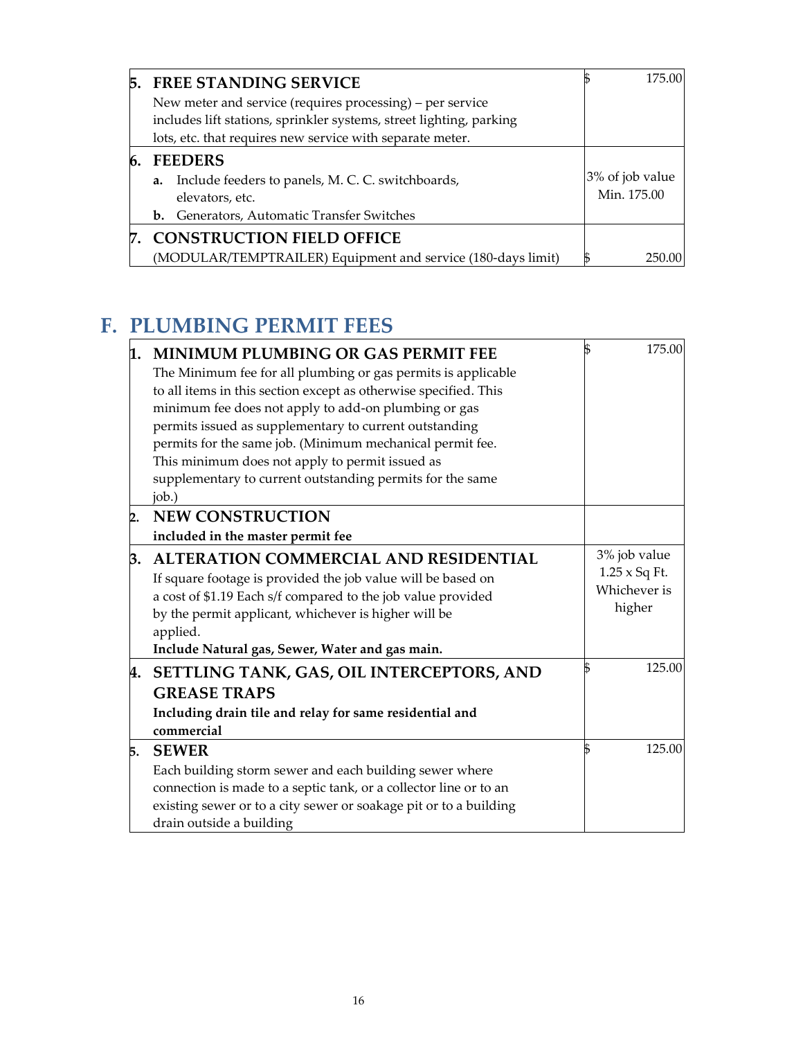| | |
|---|---|
| **5. FREE STANDING SERVICE**<br>New meter and service (requires processing) – per service includes lift stations, sprinkler systems, street lighting, parking lots, etc. that requires new service with separate meter. | $ 175.00 |
| **6. FEEDERS**<br>**a.** Include feeders to panels, M. C. C. switchboards, elevators, etc.<br>**b.** Generators, Automatic Transfer Switches | 3% of job value Min. 175.00 |
| **7. CONSTRUCTION FIELD OFFICE**<br>(MODULAR/TEMPTRAILER) Equipment and service (180-days limit) | $ 250.00 |

## F. PLUMBING PERMIT FEES

| | |
|---|---|
| **1. MINIMUM PLUMBING OR GAS PERMIT FEE**<br>The Minimum fee for all plumbing or gas permits is applicable to all items in this section except as otherwise specified. This minimum fee does not apply to add-on plumbing or gas permits issued as supplementary to current outstanding permits for the same job. (Minimum mechanical permit fee. This minimum does not apply to permit issued as supplementary to current outstanding permits for the same job.) | $ 175.00 |
| **2. NEW CONSTRUCTION**<br>**included in the master permit fee** | |
| **3. ALTERATION COMMERCIAL AND RESIDENTIAL**<br>If square footage is provided the job value will be based on a cost of $1.19 Each s/f compared to the job value provided by the permit applicant, whichever is higher will be applied.<br>**Include Natural gas, Sewer, Water and gas main.** | 3% job value 1.25 x Sq Ft. Whichever is higher |
| **4. SETTLING TANK, GAS, OIL INTERCEPTORS, AND GREASE TRAPS**<br>**Including drain tile and relay for same residential and commercial** | $ 125.00 |
| **5. SEWER**<br>Each building storm sewer and each building sewer where connection is made to a septic tank, or a collector line or to an existing sewer or to a city sewer or soakage pit or to a building drain outside a building | $ 125.00 |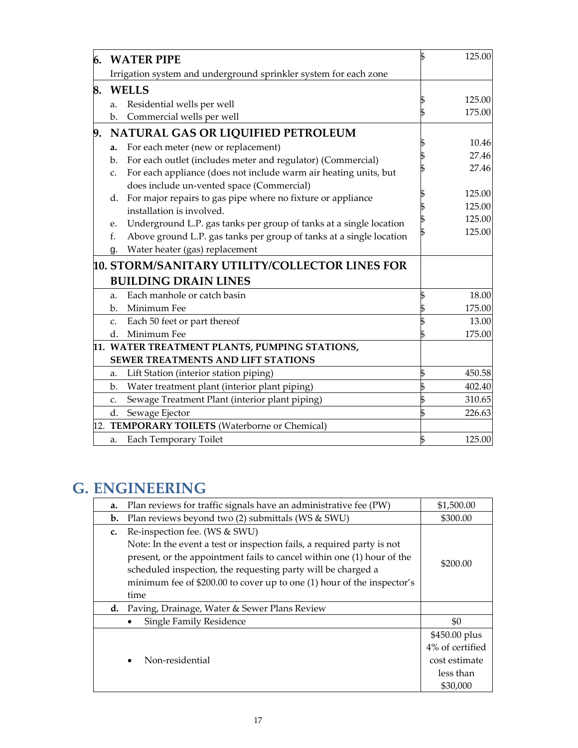| | |
|---|---|
| **6. WATER PIPE** | $ 125.00 |
| Irrigation system and underground sprinkler system for each zone | |
| **8. WELLS** | |
| a. Residential wells per well | $ 125.00 |
| b. Commercial wells per well | $ 175.00 |
| **9. NATURAL GAS OR LIQUIFIED PETROLEUM** | |
| **a.** For each meter (new or replacement) | $ 10.46 |
| b. For each outlet (includes meter and regulator) (Commercial) | $ 27.46 |
| c. For each appliance (does not include warm air heating units, but does include un-vented space (Commercial) | $ 27.46 |
| d. For major repairs to gas pipe where no fixture or appliance installation is involved. | $ 125.00 |
| e. Underground L.P. gas tanks per group of tanks at a single location | $ 125.00 |
| f. Above ground L.P. gas tanks per group of tanks at a single location | $ 125.00 |
| g. Water heater (gas) replacement | $ 125.00 |
| **10. STORM/SANITARY UTILITY/COLLECTOR LINES FOR BUILDING DRAIN LINES** | |
| a. Each manhole or catch basin | $ 18.00 |
| b. Minimum Fee | $ 175.00 |
| c. Each 50 feet or part thereof | $ 13.00 |
| d. Minimum Fee | $ 175.00 |
| **11. WATER TREATMENT PLANTS, PUMPING STATIONS, SEWER TREATMENTS AND LIFT STATIONS** | |
| a. Lift Station (interior station piping) | $ 450.58 |
| b. Water treatment plant (interior plant piping) | $ 402.40 |
| c. Sewage Treatment Plant (interior plant piping) | $ 310.65 |
| d. Sewage Ejector | $ 226.63 |
| 12. **TEMPORARY TOILETS** (Waterborne or Chemical) | |
| a. Each Temporary Toilet | $ 125.00 |

## G. ENGINEERING

| | |
|---|---|
| **a.** Plan reviews for traffic signals have an administrative fee (PW) | $1,500.00 |
| **b.** Plan reviews beyond two (2) submittals (WS & SWU) | $300.00 |
| **c.** Re-inspection fee. (WS & SWU)<br>Note: In the event a test or inspection fails, a required party is not present, or the appointment fails to cancel within one (1) hour of the scheduled inspection, the requesting party will be charged a minimum fee of $200.00 to cover up to one (1) hour of the inspector's time | $200.00 |
| **d.** Paving, Drainage, Water & Sewer Plans Review | |
| • Single Family Residence | $0 |
| • Non-residential | $450.00 plus 4% of certified cost estimate less than $30,000 |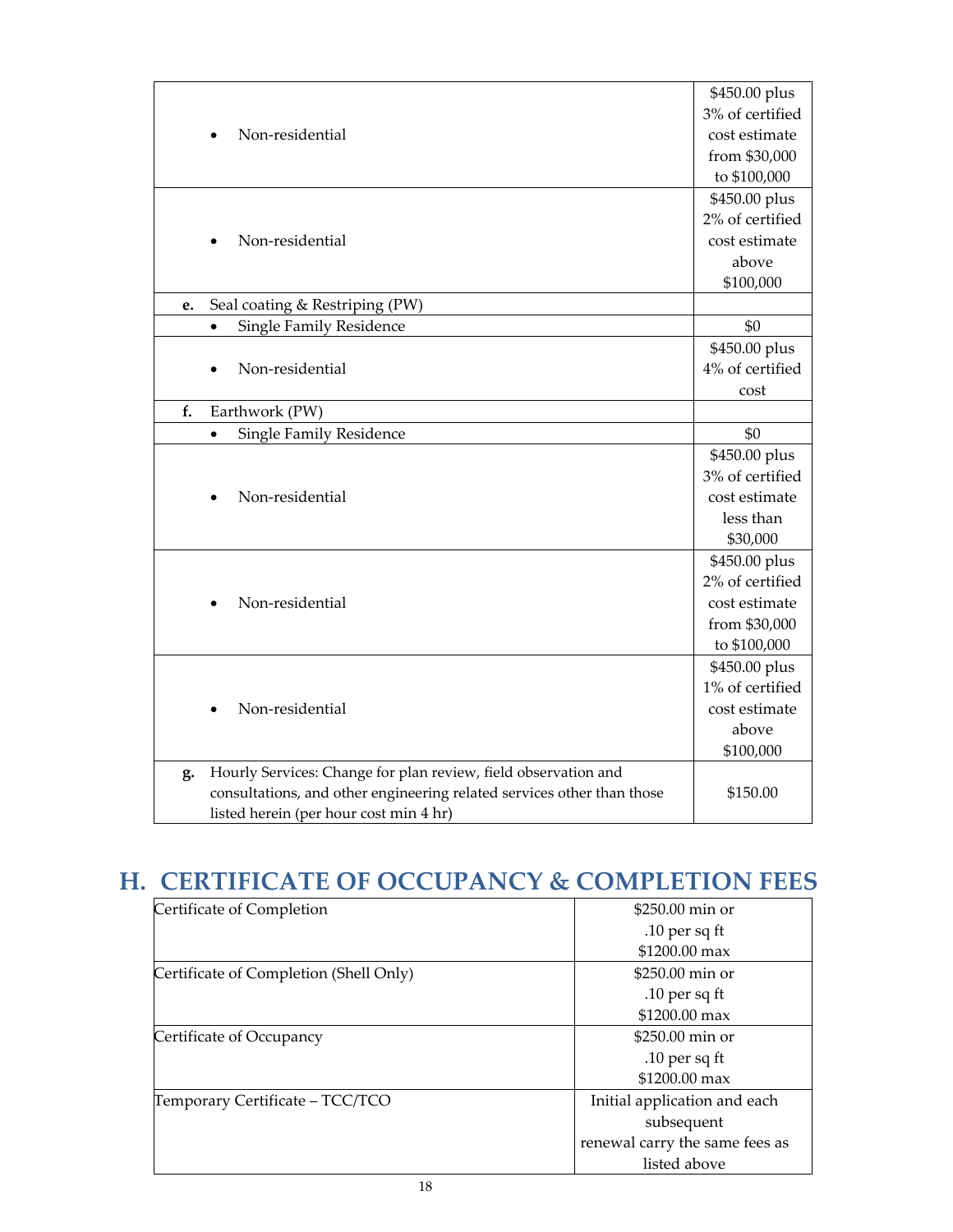| | |
|---|---|
| • Non-residential | $450.00 plus 3% of certified cost estimate from $30,000 to $100,000 |
| • Non-residential | $450.00 plus 2% of certified cost estimate above $100,000 |
| **e.** Seal coating & Restriping (PW) | |
| • Single Family Residence | $0 |
| • Non-residential | $450.00 plus 4% of certified cost |
| **f.** Earthwork (PW) | |
| • Single Family Residence | $0 |
| • Non-residential | $450.00 plus 3% of certified cost estimate less than $30,000 |
| • Non-residential | $450.00 plus 2% of certified cost estimate from $30,000 to $100,000 |
| • Non-residential | $450.00 plus 1% of certified cost estimate above $100,000 |
| **g.** Hourly Services: Change for plan review, field observation and consultations, and other engineering related services other than those listed herein (per hour cost min 4 hr) | $150.00 |

# H. CERTIFICATE OF OCCUPANCY & COMPLETION FEES

| | |
|---|---|
| Certificate of Completion | $250.00 min or .10 per sq ft $1200.00 max |
| Certificate of Completion (Shell Only) | $250.00 min or .10 per sq ft $1200.00 max |
| Certificate of Occupancy | $250.00 min or .10 per sq ft $1200.00 max |
| Temporary Certificate – TCC/TCO | Initial application and each subsequent renewal carry the same fees as listed above |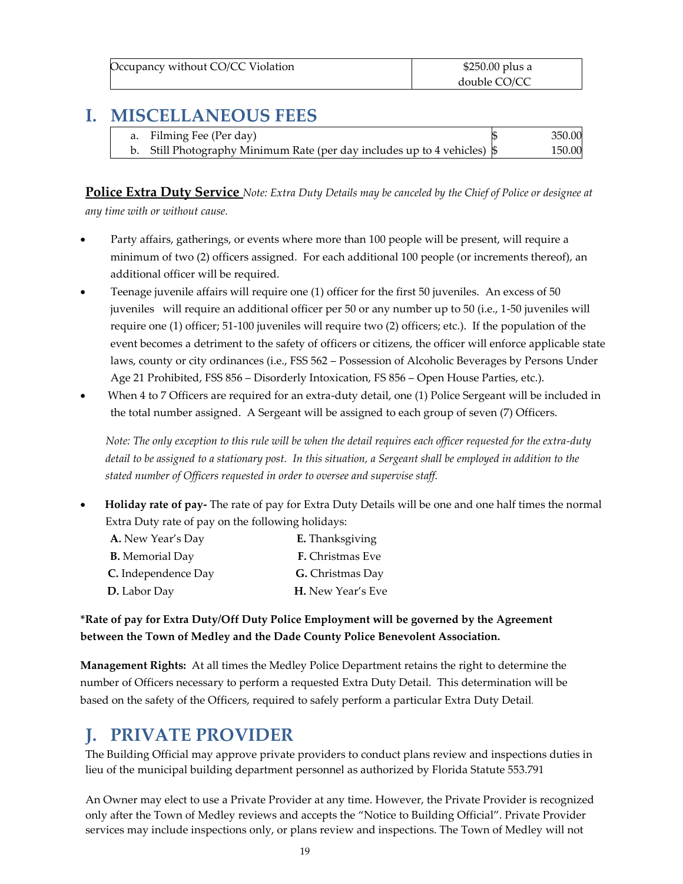| | |
|---|---|
| Occupancy without CO/CC Violation | $250.00 plus a double CO/CC |

# I. MISCELLANEOUS FEES

| | | |
|---|---|---|
| a. Filming Fee (Per day) | $ | 350.00 |
| b. Still Photography Minimum Rate (per day includes up to 4 vehicles) | $ | 150.00 |

**Police Extra Duty Service** *Note: Extra Duty Details may be canceled by the Chief of Police or designee at any time with or without cause.*

- Party affairs, gatherings, or events where more than 100 people will be present, will require a minimum of two (2) officers assigned. For each additional 100 people (or increments thereof), an additional officer will be required.
- Teenage juvenile affairs will require one (1) officer for the first 50 juveniles. An excess of 50 juveniles will require an additional officer per 50 or any number up to 50 (i.e., 1-50 juveniles will require one (1) officer; 51-100 juveniles will require two (2) officers; etc.). If the population of the event becomes a detriment to the safety of officers or citizens, the officer will enforce applicable state laws, county or city ordinances (i.e., FSS 562 – Possession of Alcoholic Beverages by Persons Under Age 21 Prohibited, FSS 856 – Disorderly Intoxication, FS 856 – Open House Parties, etc.).
- When 4 to 7 Officers are required for an extra-duty detail, one (1) Police Sergeant will be included in the total number assigned. A Sergeant will be assigned to each group of seven (7) Officers.

*Note: The only exception to this rule will be when the detail requires each officer requested for the extra-duty detail to be assigned to a stationary post. In this situation, a Sergeant shall be employed in addition to the stated number of Officers requested in order to oversee and supervise staff.*

- **Holiday rate of pay-** The rate of pay for Extra Duty Details will be one and one half times the normal Extra Duty rate of pay on the following holidays:

  **A.** New Year's Day
  **B.** Memorial Day
  **C.** Independence Day
  **D.** Labor Day
  **E.** Thanksgiving
  **F.** Christmas Eve
  **G.** Christmas Day
  **H.** New Year's Eve

**\*Rate of pay for Extra Duty/Off Duty Police Employment will be governed by the Agreement between the Town of Medley and the Dade County Police Benevolent Association.**

**Management Rights:** At all times the Medley Police Department retains the right to determine the number of Officers necessary to perform a requested Extra Duty Detail. This determination will be based on the safety of the Officers, required to safely perform a particular Extra Duty Detail.

# J. PRIVATE PROVIDER

The Building Official may approve private providers to conduct plans review and inspections duties in lieu of the municipal building department personnel as authorized by Florida Statute 553.791

An Owner may elect to use a Private Provider at any time. However, the Private Provider is recognized only after the Town of Medley reviews and accepts the "Notice to Building Official". Private Provider services may include inspections only, or plans review and inspections. The Town of Medley will not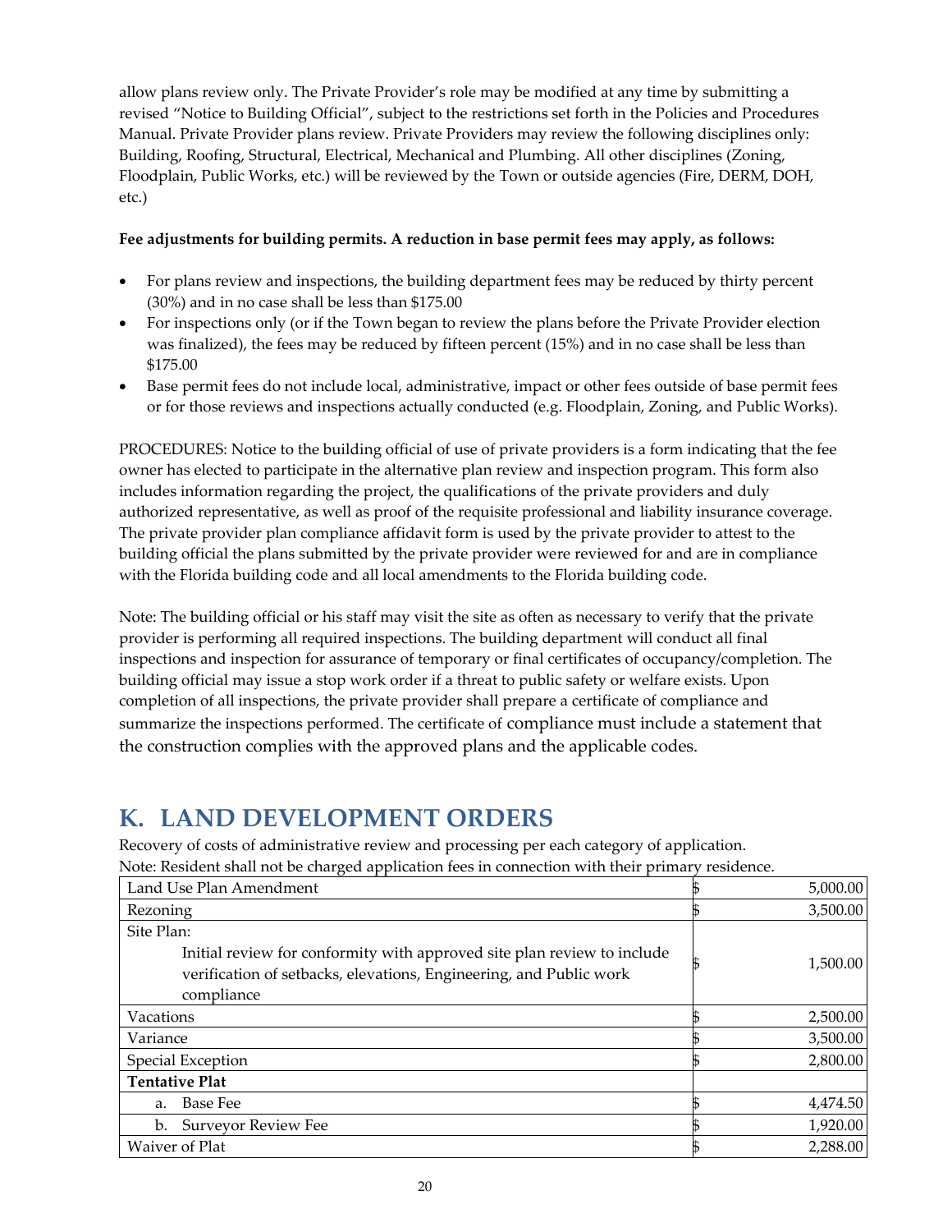allow plans review only. The Private Provider's role may be modified at any time by submitting a revised "Notice to Building Official", subject to the restrictions set forth in the Policies and Procedures Manual. Private Provider plans review. Private Providers may review the following disciplines only: Building, Roofing, Structural, Electrical, Mechanical and Plumbing. All other disciplines (Zoning, Floodplain, Public Works, etc.) will be reviewed by the Town or outside agencies (Fire, DERM, DOH, etc.)

**Fee adjustments for building permits. A reduction in base permit fees may apply, as follows:**

- For plans review and inspections, the building department fees may be reduced by thirty percent (30%) and in no case shall be less than $175.00
- For inspections only (or if the Town began to review the plans before the Private Provider election was finalized), the fees may be reduced by fifteen percent (15%) and in no case shall be less than $175.00
- Base permit fees do not include local, administrative, impact or other fees outside of base permit fees or for those reviews and inspections actually conducted (e.g. Floodplain, Zoning, and Public Works).

PROCEDURES: Notice to the building official of use of private providers is a form indicating that the fee owner has elected to participate in the alternative plan review and inspection program. This form also includes information regarding the project, the qualifications of the private providers and duly authorized representative, as well as proof of the requisite professional and liability insurance coverage. The private provider plan compliance affidavit form is used by the private provider to attest to the building official the plans submitted by the private provider were reviewed for and are in compliance with the Florida building code and all local amendments to the Florida building code.

Note: The building official or his staff may visit the site as often as necessary to verify that the private provider is performing all required inspections. The building department will conduct all final inspections and inspection for assurance of temporary or final certificates of occupancy/completion. The building official may issue a stop work order if a threat to public safety or welfare exists. Upon completion of all inspections, the private provider shall prepare a certificate of compliance and summarize the inspections performed. The certificate of compliance must include a statement that the construction complies with the approved plans and the applicable codes.

## K. LAND DEVELOPMENT ORDERS

Recovery of costs of administrative review and processing per each category of application.
Note: Resident shall not be charged application fees in connection with their primary residence.

| | |
|---|---|
| Land Use Plan Amendment | $ 5,000.00 |
| Rezoning | $ 3,500.00 |
| Site Plan: Initial review for conformity with approved site plan review to include verification of setbacks, elevations, Engineering, and Public work compliance | $ 1,500.00 |
| Vacations | $ 2,500.00 |
| Variance | $ 3,500.00 |
| Special Exception | $ 2,800.00 |
| **Tentative Plat** | |
| a. Base Fee | $ 4,474.50 |
| b. Surveyor Review Fee | $ 1,920.00 |
| Waiver of Plat | $ 2,288.00 |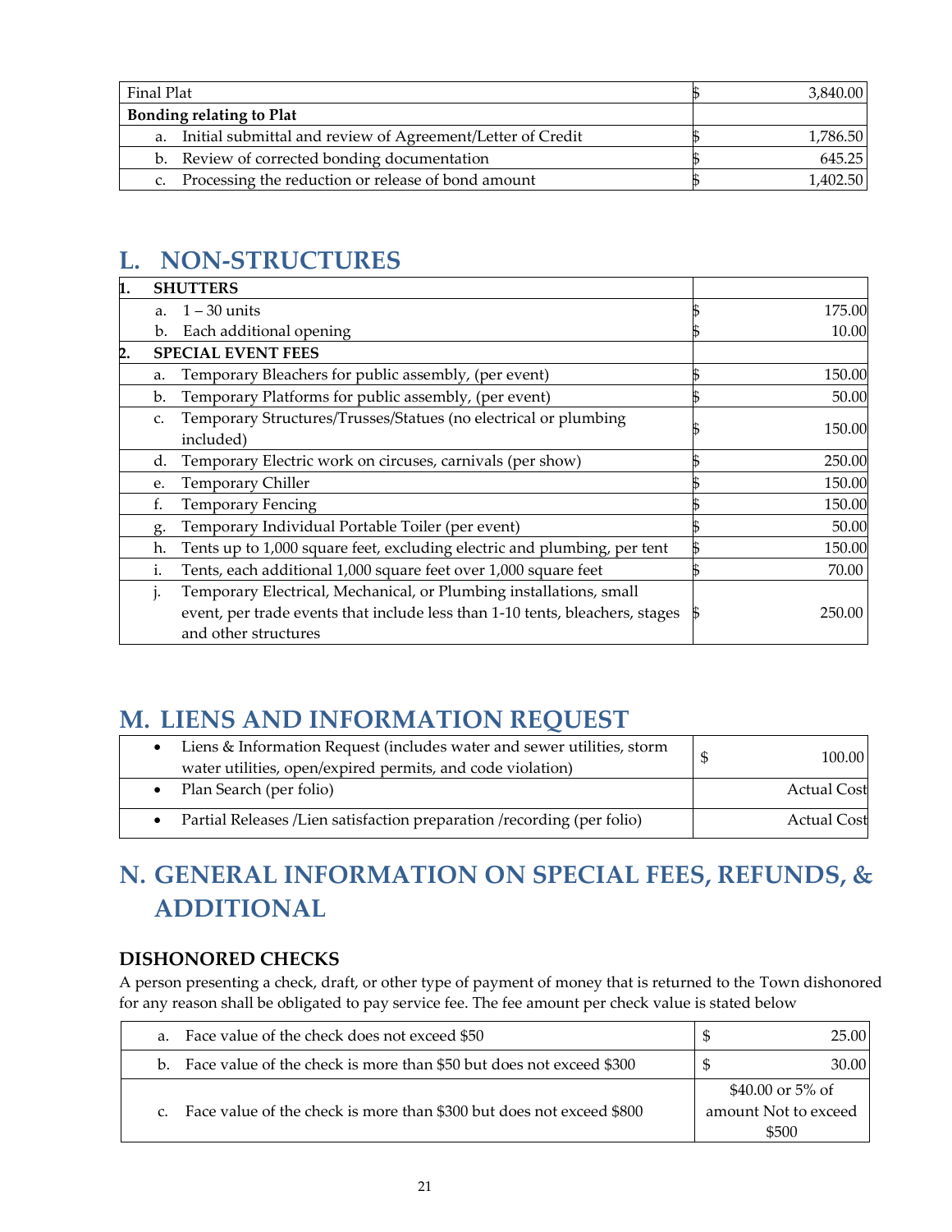| | |
|---|---|
| Final Plat | $ 3,840.00 |
| **Bonding relating to Plat** | |
| a. Initial submittal and review of Agreement/Letter of Credit | $ 1,786.50 |
| b. Review of corrected bonding documentation | $ 645.25 |
| c. Processing the reduction or release of bond amount | $ 1,402.50 |

## L. NON-STRUCTURES

| | |
|---|---|
| **1. SHUTTERS** | |
| a. 1 – 30 units | $ 175.00 |
| b. Each additional opening | $ 10.00 |
| **2. SPECIAL EVENT FEES** | |
| a. Temporary Bleachers for public assembly, (per event) | $ 150.00 |
| b. Temporary Platforms for public assembly, (per event) | $ 50.00 |
| c. Temporary Structures/Trusses/Statues (no electrical or plumbing included) | $ 150.00 |
| d. Temporary Electric work on circuses, carnivals (per show) | $ 250.00 |
| e. Temporary Chiller | $ 150.00 |
| f. Temporary Fencing | $ 150.00 |
| g. Temporary Individual Portable Toiler (per event) | $ 50.00 |
| h. Tents up to 1,000 square feet, excluding electric and plumbing, per tent | $ 150.00 |
| i. Tents, each additional 1,000 square feet over 1,000 square feet | $ 70.00 |
| j. Temporary Electrical, Mechanical, or Plumbing installations, small event, per trade events that include less than 1-10 tents, bleachers, stages and other structures | $ 250.00 |

## M. LIENS AND INFORMATION REQUEST

| | |
|---|---|
| • Liens & Information Request (includes water and sewer utilities, storm water utilities, open/expired permits, and code violation) | $ 100.00 |
| • Plan Search (per folio) | Actual Cost |
| • Partial Releases /Lien satisfaction preparation /recording (per folio) | Actual Cost |

## N. GENERAL INFORMATION ON SPECIAL FEES, REFUNDS, & ADDITIONAL

### DISHONORED CHECKS

A person presenting a check, draft, or other type of payment of money that is returned to the Town dishonored for any reason shall be obligated to pay service fee. The fee amount per check value is stated below

| | |
|---|---|
| a. Face value of the check does not exceed $50 | $ 25.00 |
| b. Face value of the check is more than $50 but does not exceed $300 | $ 30.00 |
| c. Face value of the check is more than $300 but does not exceed $800 | $40.00 or 5% of amount Not to exceed $500 |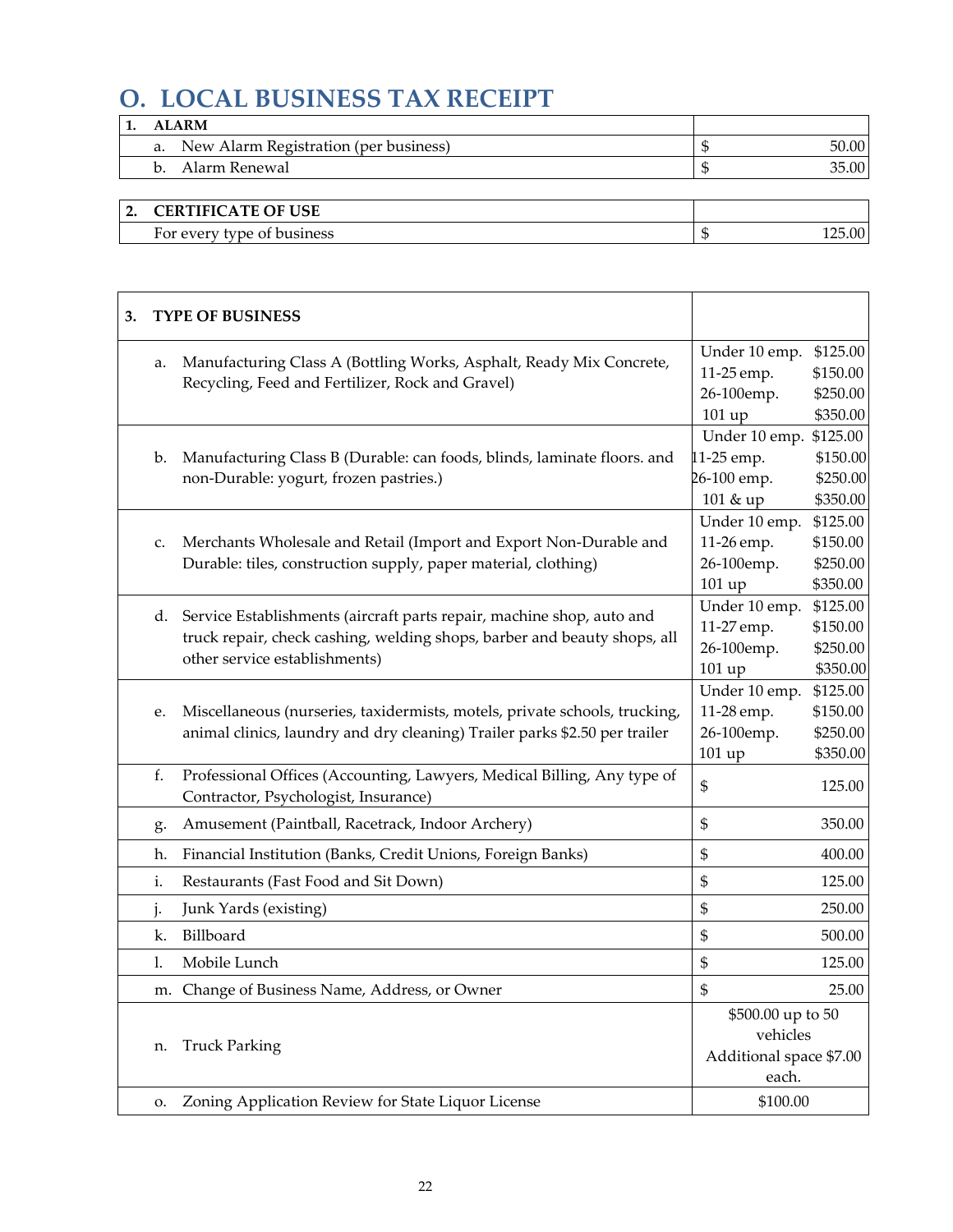# O. LOCAL BUSINESS TAX RECEIPT

| **1. ALARM** | | |
|---|---|---|
| a. New Alarm Registration (per business) | $ | 50.00 |
| b. Alarm Renewal | $ | 35.00 |

| **2. CERTIFICATE OF USE** | | |
|---|---|---|
| For every type of business | $ | 125.00 |

| **3. TYPE OF BUSINESS** | | |
|---|---|---|
| a. Manufacturing Class A (Bottling Works, Asphalt, Ready Mix Concrete, Recycling, Feed and Fertilizer, Rock and Gravel) | Under 10 emp.<br>11-25 emp.<br>26-100emp.<br>101 up | $125.00<br>$150.00<br>$250.00<br>$350.00 |
| b. Manufacturing Class B (Durable: can foods, blinds, laminate floors. and non-Durable: yogurt, frozen pastries.) | Under 10 emp.<br>11-25 emp.<br>26-100 emp.<br>101 & up | $125.00<br>$150.00<br>$250.00<br>$350.00 |
| c. Merchants Wholesale and Retail (Import and Export Non-Durable and Durable: tiles, construction supply, paper material, clothing) | Under 10 emp.<br>11-26 emp.<br>26-100emp.<br>101 up | $125.00<br>$150.00<br>$250.00<br>$350.00 |
| d. Service Establishments (aircraft parts repair, machine shop, auto and truck repair, check cashing, welding shops, barber and beauty shops, all other service establishments) | Under 10 emp.<br>11-27 emp.<br>26-100emp.<br>101 up | $125.00<br>$150.00<br>$250.00<br>$350.00 |
| e. Miscellaneous (nurseries, taxidermists, motels, private schools, trucking, animal clinics, laundry and dry cleaning) Trailer parks $2.50 per trailer | Under 10 emp.<br>11-28 emp.<br>26-100emp.<br>101 up | $125.00<br>$150.00<br>$250.00<br>$350.00 |
| f. Professional Offices (Accounting, Lawyers, Medical Billing, Any type of Contractor, Psychologist, Insurance) | $ | 125.00 |
| g. Amusement (Paintball, Racetrack, Indoor Archery) | $ | 350.00 |
| h. Financial Institution (Banks, Credit Unions, Foreign Banks) | $ | 400.00 |
| i. Restaurants (Fast Food and Sit Down) | $ | 125.00 |
| j. Junk Yards (existing) | $ | 250.00 |
| k. Billboard | $ | 500.00 |
| l. Mobile Lunch | $ | 125.00 |
| m. Change of Business Name, Address, or Owner | $ | 25.00 |
| n. Truck Parking | $500.00 up to 50 vehicles<br>Additional space $7.00 each. | |
| o. Zoning Application Review for State Liquor License | $100.00 | |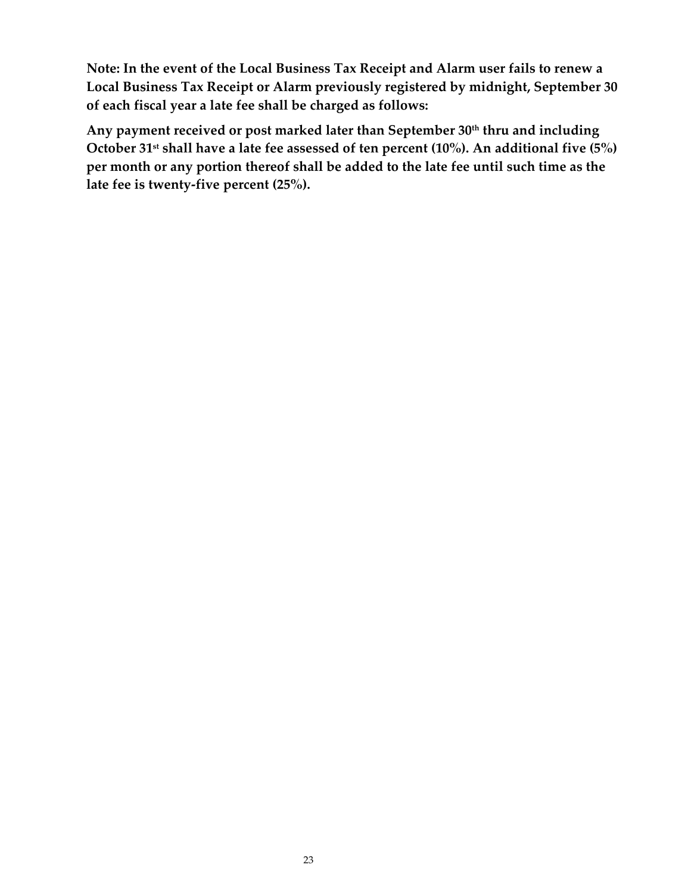**Note: In the event of the Local Business Tax Receipt and Alarm user fails to renew a Local Business Tax Receipt or Alarm previously registered by midnight, September 30 of each fiscal year a late fee shall be charged as follows:**

**Any payment received or post marked later than September 30th thru and including October 31st shall have a late fee assessed of ten percent (10%). An additional five (5%) per month or any portion thereof shall be added to the late fee until such time as the late fee is twenty-five percent (25%).**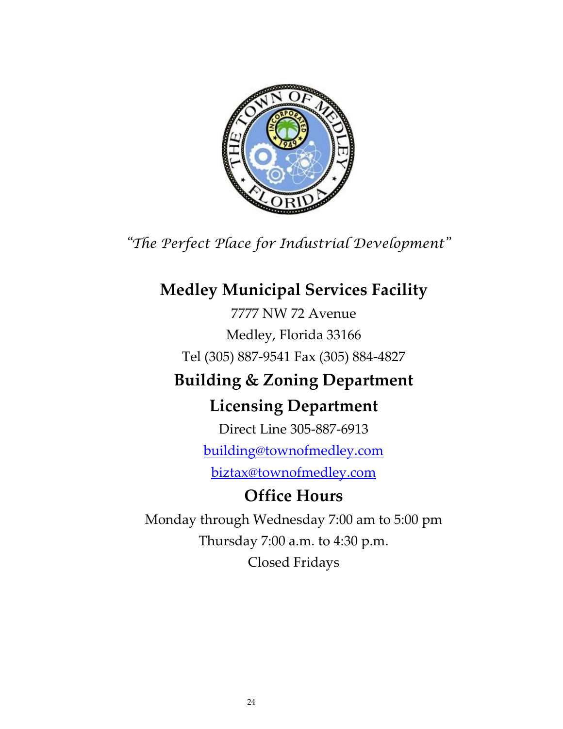*"The Perfect Place for Industrial Development"*

## Medley Municipal Services Facility

7777 NW 72 Avenue

Medley, Florida 33166

Tel (305) 887-9541 Fax (305) 884-4827

## Building & Zoning Department

## Licensing Department

Direct Line 305-887-6913

building@townofmedley.com

biztax@townofmedley.com

## Office Hours

Monday through Wednesday 7:00 am to 5:00 pm

Thursday 7:00 a.m. to 4:30 p.m.

Closed Fridays